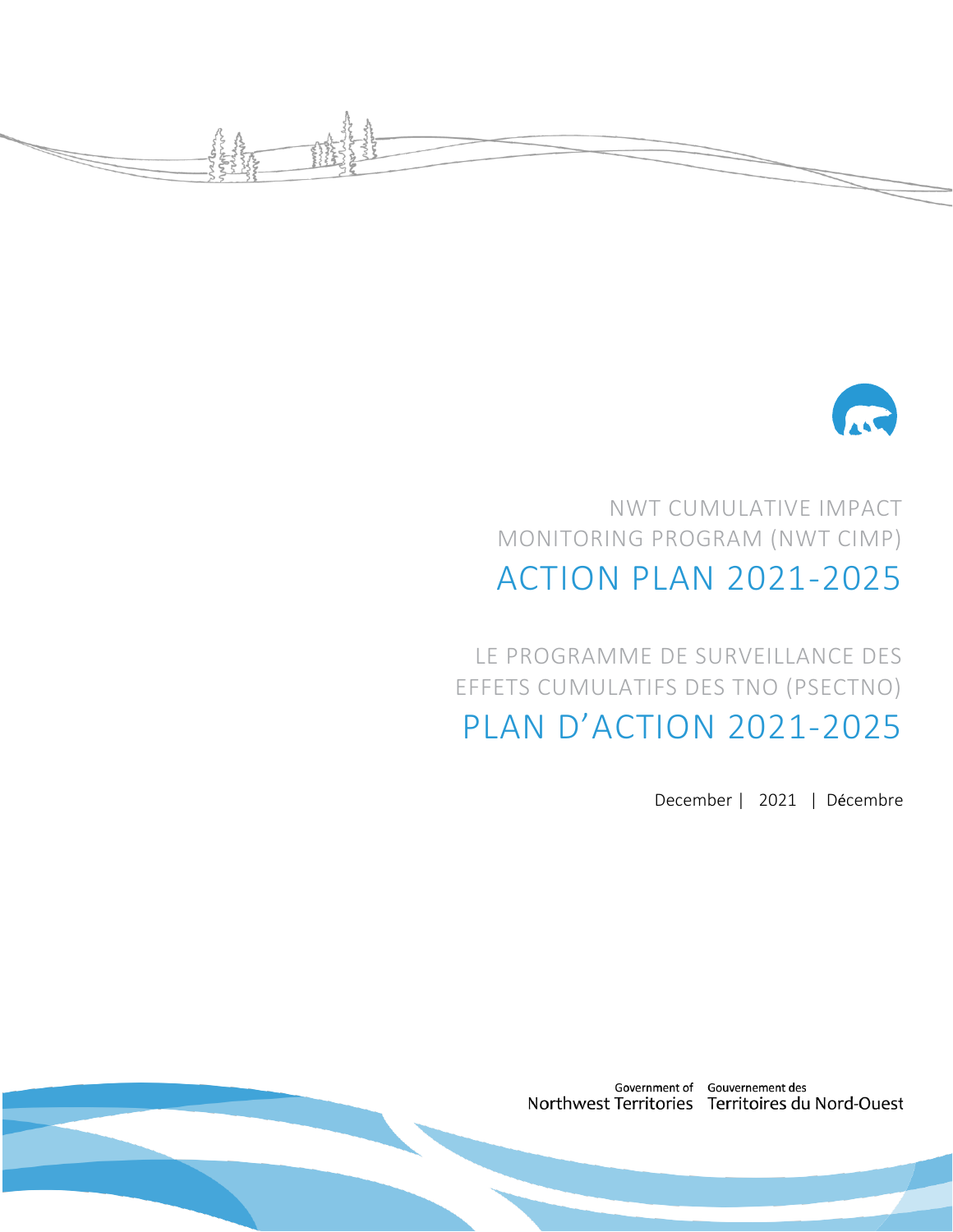# NWT CUMULATIVE IMPACT MONITORING PROGRAM (NWT CIMP)

# ACTION PLAN 2021-2025

# LE PROGRAMME DE SURVEILLANCE DES EFFETS CUMULATIFS DES TNO (PSECTNO)

# PLAN D'ACTION 2021-2025

December | 2021 | Décembre

Government of Northwest Territories | Gouvernement des Territoires du Nord-Ouest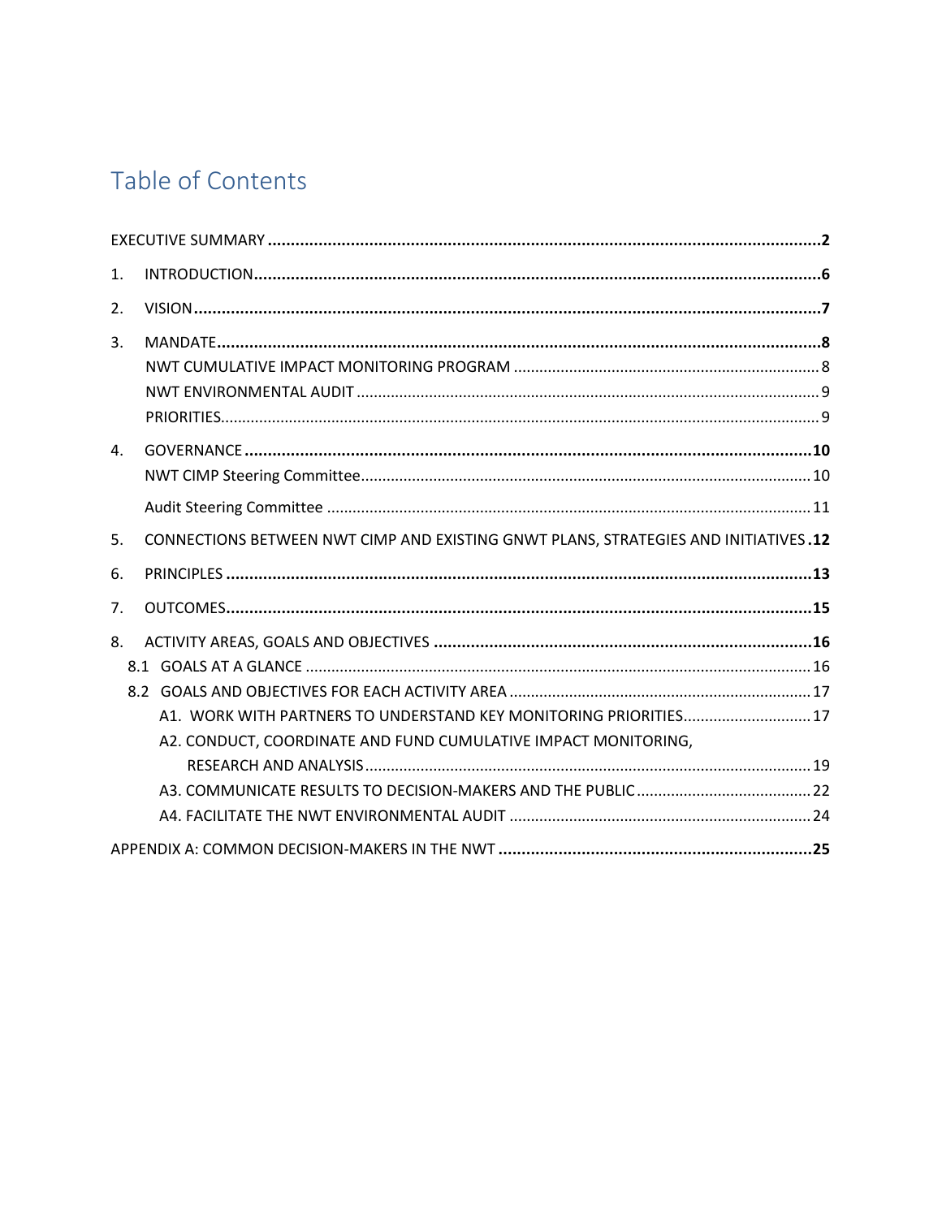# Table of Contents

EXECUTIVE SUMMARY ..... 2

1. INTRODUCTION ..... 6
2. VISION ..... 7
3. MANDATE ..... 8
   - NWT CUMULATIVE IMPACT MONITORING PROGRAM ..... 8
   - NWT ENVIRONMENTAL AUDIT ..... 9
   - PRIORITIES ..... 9
4. GOVERNANCE ..... 10
   - NWT CIMP Steering Committee ..... 10
   - Audit Steering Committee ..... 11
5. CONNECTIONS BETWEEN NWT CIMP AND EXISTING GNWT PLANS, STRATEGIES AND INITIATIVES ..... 12
6. PRINCIPLES ..... 13
7. OUTCOMES ..... 15
8. ACTIVITY AREAS, GOALS AND OBJECTIVES ..... 16
   - 8.1 GOALS AT A GLANCE ..... 16
   - 8.2 GOALS AND OBJECTIVES FOR EACH ACTIVITY AREA ..... 17
     - A1. WORK WITH PARTNERS TO UNDERSTAND KEY MONITORING PRIORITIES ..... 17
     - A2. CONDUCT, COORDINATE AND FUND CUMULATIVE IMPACT MONITORING, RESEARCH AND ANALYSIS ..... 19
     - A3. COMMUNICATE RESULTS TO DECISION-MAKERS AND THE PUBLIC ..... 22
     - A4. FACILITATE THE NWT ENVIRONMENTAL AUDIT ..... 24

APPENDIX A: COMMON DECISION-MAKERS IN THE NWT ..... 25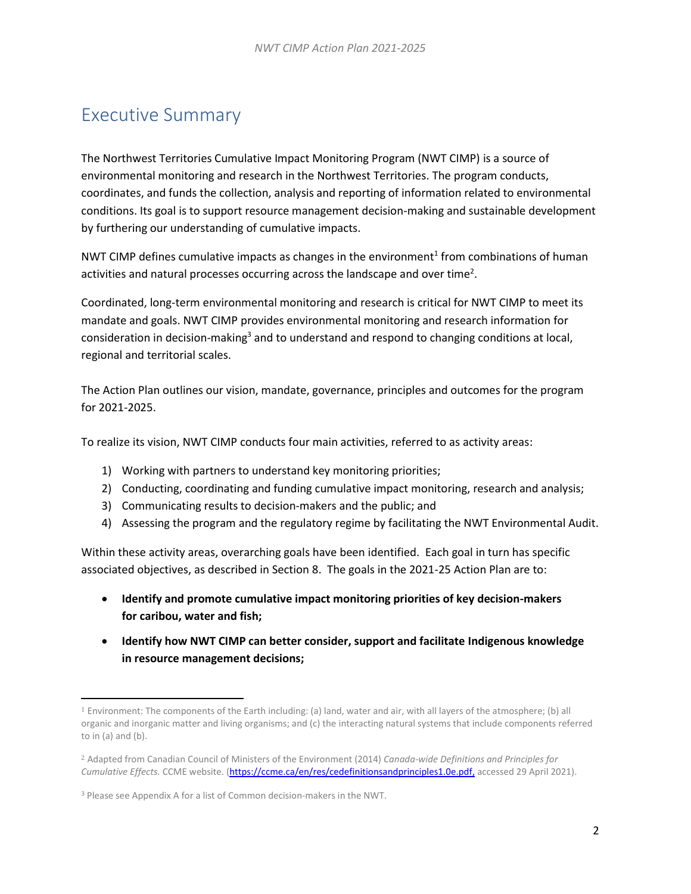# Executive Summary

The Northwest Territories Cumulative Impact Monitoring Program (NWT CIMP) is a source of environmental monitoring and research in the Northwest Territories. The program conducts, coordinates, and funds the collection, analysis and reporting of information related to environmental conditions. Its goal is to support resource management decision-making and sustainable development by furthering our understanding of cumulative impacts.

NWT CIMP defines cumulative impacts as changes in the environment[1] from combinations of human activities and natural processes occurring across the landscape and over time[2].

Coordinated, long-term environmental monitoring and research is critical for NWT CIMP to meet its mandate and goals. NWT CIMP provides environmental monitoring and research information for consideration in decision-making[3] and to understand and respond to changing conditions at local, regional and territorial scales.

The Action Plan outlines our vision, mandate, governance, principles and outcomes for the program for 2021-2025.

To realize its vision, NWT CIMP conducts four main activities, referred to as activity areas:

1) Working with partners to understand key monitoring priorities;
2) Conducting, coordinating and funding cumulative impact monitoring, research and analysis;
3) Communicating results to decision-makers and the public; and
4) Assessing the program and the regulatory regime by facilitating the NWT Environmental Audit.

Within these activity areas, overarching goals have been identified. Each goal in turn has specific associated objectives, as described in Section 8. The goals in the 2021-25 Action Plan are to:

- **Identify and promote cumulative impact monitoring priorities of key decision-makers for caribou, water and fish;**
- **Identify how NWT CIMP can better consider, support and facilitate Indigenous knowledge in resource management decisions;**

---

[1] Environment: The components of the Earth including: (a) land, water and air, with all layers of the atmosphere; (b) all organic and inorganic matter and living organisms; and (c) the interacting natural systems that include components referred to in (a) and (b).

[2] Adapted from Canadian Council of Ministers of the Environment (2014) *Canada-wide Definitions and Principles for Cumulative Effects.* CCME website. (https://ccme.ca/en/res/cedefinitionsandprinciples1.0e.pdf, accessed 29 April 2021).

[3] Please see Appendix A for a list of Common decision-makers in the NWT.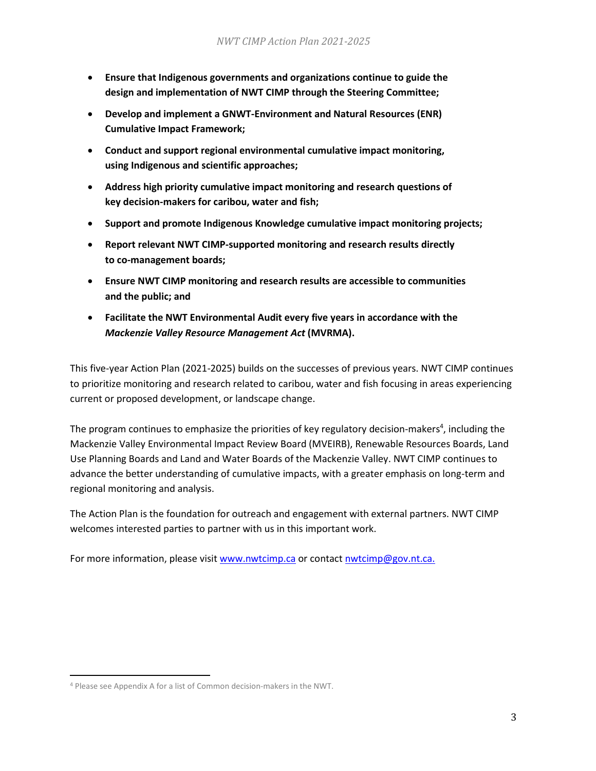- **Ensure that Indigenous governments and organizations continue to guide the design and implementation of NWT CIMP through the Steering Committee;**
- **Develop and implement a GNWT-Environment and Natural Resources (ENR) Cumulative Impact Framework;**
- **Conduct and support regional environmental cumulative impact monitoring, using Indigenous and scientific approaches;**
- **Address high priority cumulative impact monitoring and research questions of key decision-makers for caribou, water and fish;**
- **Support and promote Indigenous Knowledge cumulative impact monitoring projects;**
- **Report relevant NWT CIMP-supported monitoring and research results directly to co-management boards;**
- **Ensure NWT CIMP monitoring and research results are accessible to communities and the public; and**
- **Facilitate the NWT Environmental Audit every five years in accordance with the *Mackenzie Valley Resource Management Act* (MVRMA).**

This five-year Action Plan (2021-2025) builds on the successes of previous years. NWT CIMP continues to prioritize monitoring and research related to caribou, water and fish focusing in areas experiencing current or proposed development, or landscape change.

The program continues to emphasize the priorities of key regulatory decision-makers[4], including the Mackenzie Valley Environmental Impact Review Board (MVEIRB), Renewable Resources Boards, Land Use Planning Boards and Land and Water Boards of the Mackenzie Valley. NWT CIMP continues to advance the better understanding of cumulative impacts, with a greater emphasis on long-term and regional monitoring and analysis.

The Action Plan is the foundation for outreach and engagement with external partners. NWT CIMP welcomes interested parties to partner with us in this important work.

For more information, please visit [www.nwtcimp.ca](http://www.nwtcimp.ca) or contact [nwtcimp@gov.nt.ca.](mailto:nwtcimp@gov.nt.ca)

[4] Please see Appendix A for a list of Common decision-makers in the NWT.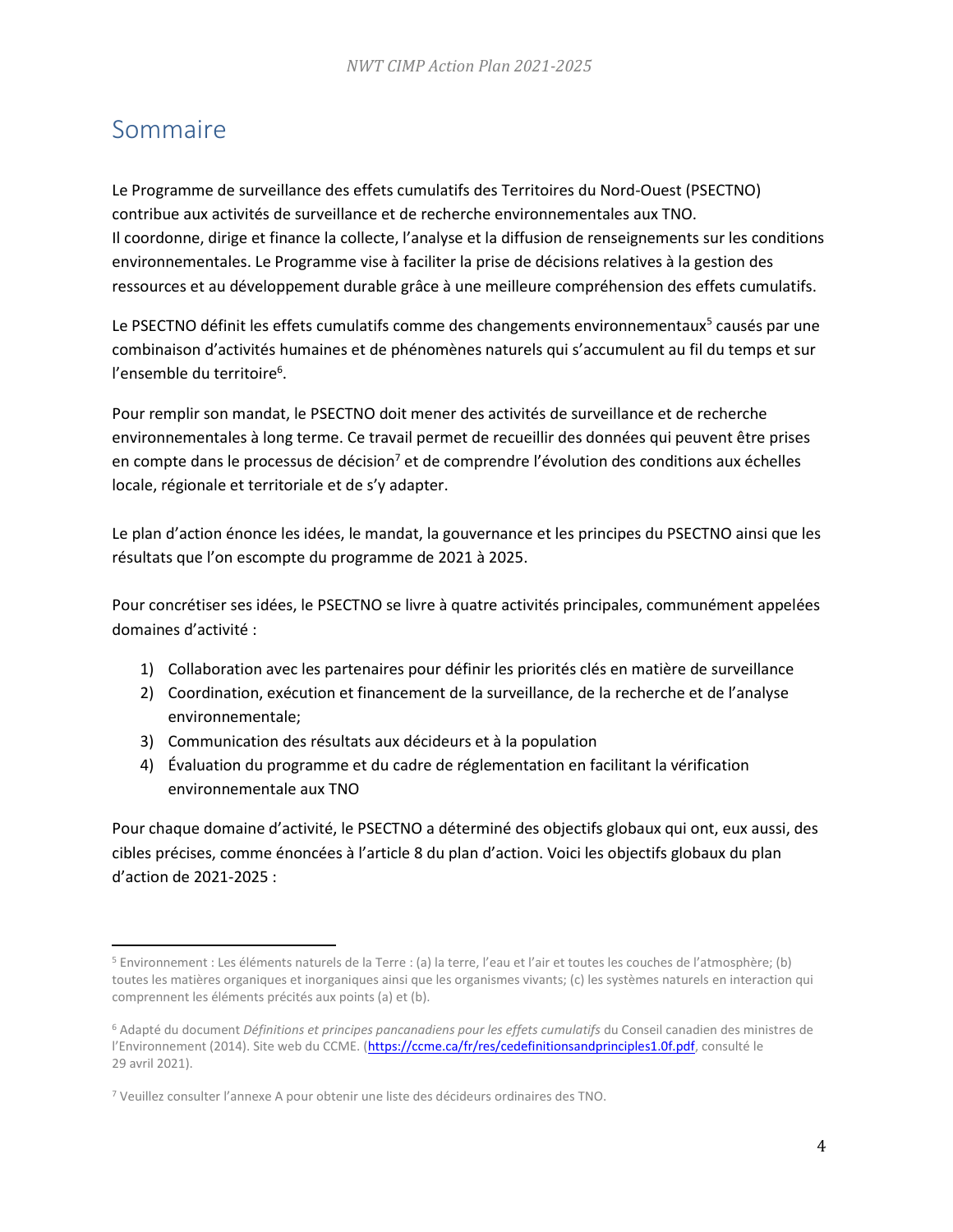# Sommaire

Le Programme de surveillance des effets cumulatifs des Territoires du Nord-Ouest (PSECTNO) contribue aux activités de surveillance et de recherche environnementales aux TNO. Il coordonne, dirige et finance la collecte, l'analyse et la diffusion de renseignements sur les conditions environnementales. Le Programme vise à faciliter la prise de décisions relatives à la gestion des ressources et au développement durable grâce à une meilleure compréhension des effets cumulatifs.

Le PSECTNO définit les effets cumulatifs comme des changements environnementaux[5] causés par une combinaison d'activités humaines et de phénomènes naturels qui s'accumulent au fil du temps et sur l'ensemble du territoire[6].

Pour remplir son mandat, le PSECTNO doit mener des activités de surveillance et de recherche environnementales à long terme. Ce travail permet de recueillir des données qui peuvent être prises en compte dans le processus de décision[7] et de comprendre l'évolution des conditions aux échelles locale, régionale et territoriale et de s'y adapter.

Le plan d'action énonce les idées, le mandat, la gouvernance et les principes du PSECTNO ainsi que les résultats que l'on escompte du programme de 2021 à 2025.

Pour concrétiser ses idées, le PSECTNO se livre à quatre activités principales, communément appelées domaines d'activité :

1) Collaboration avec les partenaires pour définir les priorités clés en matière de surveillance
2) Coordination, exécution et financement de la surveillance, de la recherche et de l'analyse environnementale;
3) Communication des résultats aux décideurs et à la population
4) Évaluation du programme et du cadre de réglementation en facilitant la vérification environnementale aux TNO

Pour chaque domaine d'activité, le PSECTNO a déterminé des objectifs globaux qui ont, eux aussi, des cibles précises, comme énoncées à l'article 8 du plan d'action. Voici les objectifs globaux du plan d'action de 2021-2025 :

---

[5] Environnement : Les éléments naturels de la Terre : (a) la terre, l'eau et l'air et toutes les couches de l'atmosphère; (b) toutes les matières organiques et inorganiques ainsi que les organismes vivants; (c) les systèmes naturels en interaction qui comprennent les éléments précités aux points (a) et (b).

[6] Adapté du document *Définitions et principes pancanadiens pour les effets cumulatifs* du Conseil canadien des ministres de l'Environnement (2014). Site web du CCME. (https://ccme.ca/fr/res/cedefinitionsandprinciples1.0f.pdf, consulté le 29 avril 2021).

[7] Veuillez consulter l'annexe A pour obtenir une liste des décideurs ordinaires des TNO.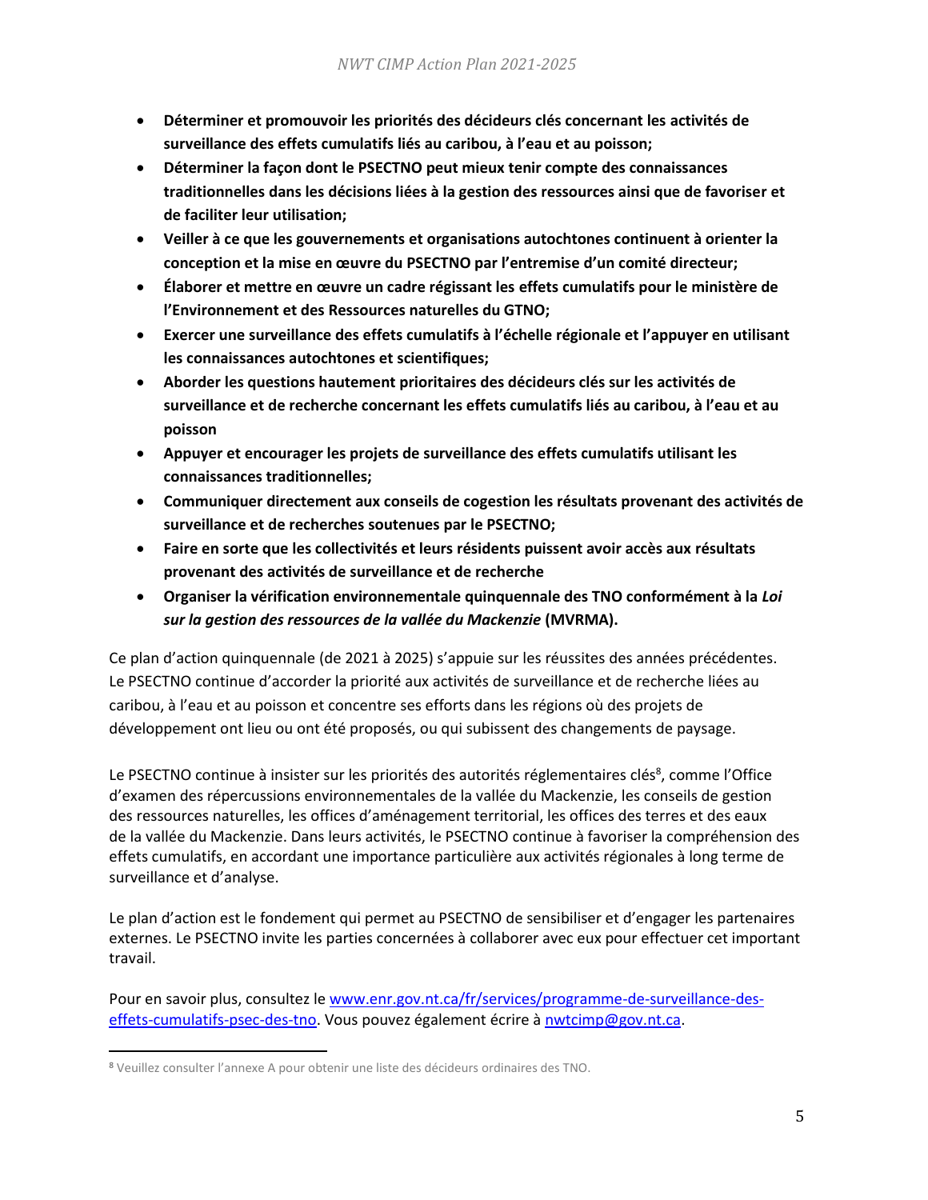- **Déterminer et promouvoir les priorités des décideurs clés concernant les activités de surveillance des effets cumulatifs liés au caribou, à l'eau et au poisson;**
- **Déterminer la façon dont le PSECTNO peut mieux tenir compte des connaissances traditionnelles dans les décisions liées à la gestion des ressources ainsi que de favoriser et de faciliter leur utilisation;**
- **Veiller à ce que les gouvernements et organisations autochtones continuent à orienter la conception et la mise en œuvre du PSECTNO par l'entremise d'un comité directeur;**
- **Élaborer et mettre en œuvre un cadre régissant les effets cumulatifs pour le ministère de l'Environnement et des Ressources naturelles du GTNO;**
- **Exercer une surveillance des effets cumulatifs à l'échelle régionale et l'appuyer en utilisant les connaissances autochtones et scientifiques;**
- **Aborder les questions hautement prioritaires des décideurs clés sur les activités de surveillance et de recherche concernant les effets cumulatifs liés au caribou, à l'eau et au poisson**
- **Appuyer et encourager les projets de surveillance des effets cumulatifs utilisant les connaissances traditionnelles;**
- **Communiquer directement aux conseils de cogestion les résultats provenant des activités de surveillance et de recherches soutenues par le PSECTNO;**
- **Faire en sorte que les collectivités et leurs résidents puissent avoir accès aux résultats provenant des activités de surveillance et de recherche**
- **Organiser la vérification environnementale quinquennale des TNO conformément à la *Loi sur la gestion des ressources de la vallée du Mackenzie* (MVRMA).**

Ce plan d'action quinquennale (de 2021 à 2025) s'appuie sur les réussites des années précédentes. Le PSECTNO continue d'accorder la priorité aux activités de surveillance et de recherche liées au caribou, à l'eau et au poisson et concentre ses efforts dans les régions où des projets de développement ont lieu ou ont été proposés, ou qui subissent des changements de paysage.

Le PSECTNO continue à insister sur les priorités des autorités réglementaires clés[8], comme l'Office d'examen des répercussions environnementales de la vallée du Mackenzie, les conseils de gestion des ressources naturelles, les offices d'aménagement territorial, les offices des terres et des eaux de la vallée du Mackenzie. Dans leurs activités, le PSECTNO continue à favoriser la compréhension des effets cumulatifs, en accordant une importance particulière aux activités régionales à long terme de surveillance et d'analyse.

Le plan d'action est le fondement qui permet au PSECTNO de sensibiliser et d'engager les partenaires externes. Le PSECTNO invite les parties concernées à collaborer avec eux pour effectuer cet important travail.

Pour en savoir plus, consultez le [www.enr.gov.nt.ca/fr/services/programme-de-surveillance-des-effets-cumulatifs-psec-des-tno](www.enr.gov.nt.ca/fr/services/programme-de-surveillance-des-effets-cumulatifs-psec-des-tno). Vous pouvez également écrire à [nwtcimp@gov.nt.ca](mailto:nwtcimp@gov.nt.ca).

---

[8] Veuillez consulter l'annexe A pour obtenir une liste des décideurs ordinaires des TNO.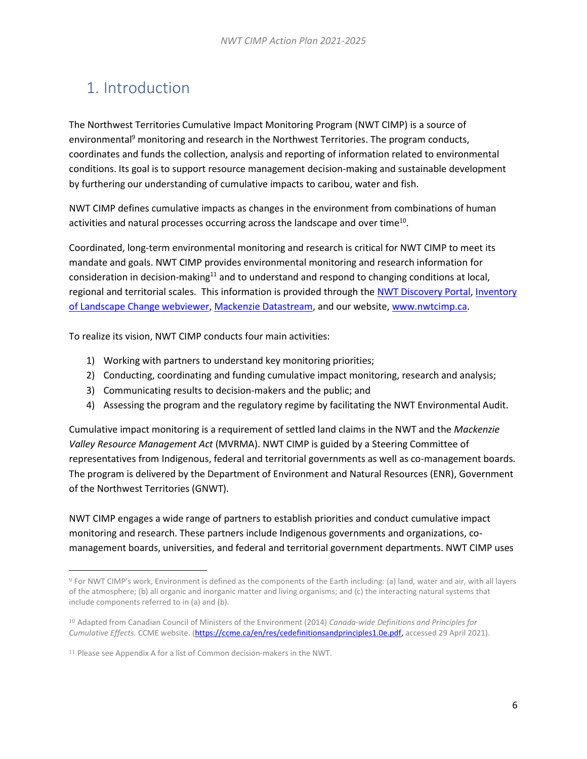# 1. Introduction

The Northwest Territories Cumulative Impact Monitoring Program (NWT CIMP) is a source of environmental[9] monitoring and research in the Northwest Territories. The program conducts, coordinates and funds the collection, analysis and reporting of information related to environmental conditions. Its goal is to support resource management decision-making and sustainable development by furthering our understanding of cumulative impacts to caribou, water and fish.

NWT CIMP defines cumulative impacts as changes in the environment from combinations of human activities and natural processes occurring across the landscape and over time[10].

Coordinated, long-term environmental monitoring and research is critical for NWT CIMP to meet its mandate and goals. NWT CIMP provides environmental monitoring and research information for consideration in decision-making[11] and to understand and respond to changing conditions at local, regional and territorial scales. This information is provided through the NWT Discovery Portal, Inventory of Landscape Change webviewer, Mackenzie Datastream, and our website, www.nwtcimp.ca.

To realize its vision, NWT CIMP conducts four main activities:

1) Working with partners to understand key monitoring priorities;
2) Conducting, coordinating and funding cumulative impact monitoring, research and analysis;
3) Communicating results to decision-makers and the public; and
4) Assessing the program and the regulatory regime by facilitating the NWT Environmental Audit.

Cumulative impact monitoring is a requirement of settled land claims in the NWT and the *Mackenzie Valley Resource Management Act* (MVRMA). NWT CIMP is guided by a Steering Committee of representatives from Indigenous, federal and territorial governments as well as co-management boards. The program is delivered by the Department of Environment and Natural Resources (ENR), Government of the Northwest Territories (GNWT).

NWT CIMP engages a wide range of partners to establish priorities and conduct cumulative impact monitoring and research. These partners include Indigenous governments and organizations, co-management boards, universities, and federal and territorial government departments. NWT CIMP uses

---

[9] For NWT CIMP's work, Environment is defined as the components of the Earth including: (a) land, water and air, with all layers of the atmosphere; (b) all organic and inorganic matter and living organisms; and (c) the interacting natural systems that include components referred to in (a) and (b).

[10] Adapted from Canadian Council of Ministers of the Environment (2014) *Canada-wide Definitions and Principles for Cumulative Effects.* CCME website. (https://ccme.ca/en/res/cedefinitionsandprinciples1.0e.pdf, accessed 29 April 2021).

[11] Please see Appendix A for a list of Common decision-makers in the NWT.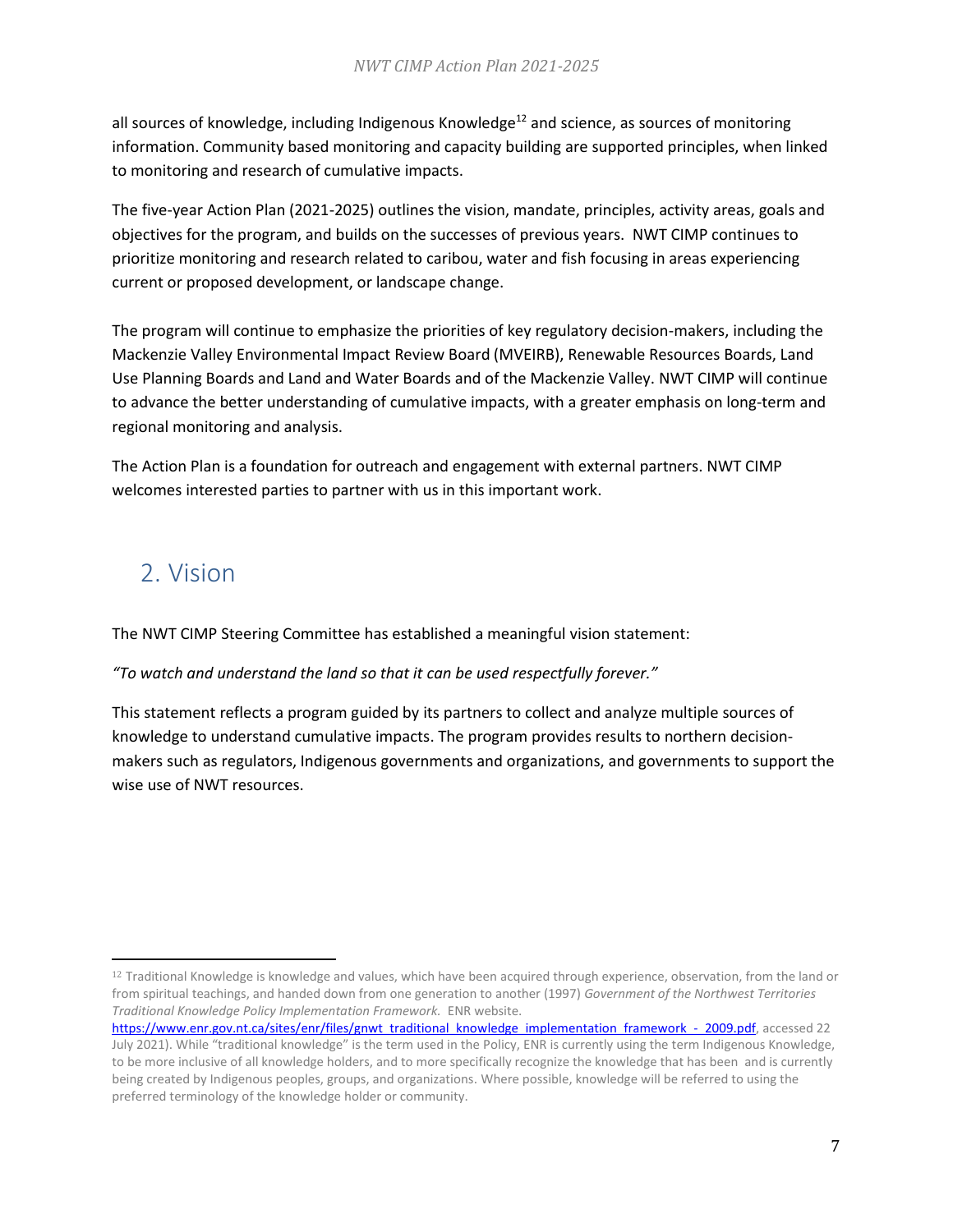all sources of knowledge, including Indigenous Knowledge[12] and science, as sources of monitoring information. Community based monitoring and capacity building are supported principles, when linked to monitoring and research of cumulative impacts.

The five-year Action Plan (2021-2025) outlines the vision, mandate, principles, activity areas, goals and objectives for the program, and builds on the successes of previous years. NWT CIMP continues to prioritize monitoring and research related to caribou, water and fish focusing in areas experiencing current or proposed development, or landscape change.

The program will continue to emphasize the priorities of key regulatory decision-makers, including the Mackenzie Valley Environmental Impact Review Board (MVEIRB), Renewable Resources Boards, Land Use Planning Boards and Land and Water Boards and of the Mackenzie Valley. NWT CIMP will continue to advance the better understanding of cumulative impacts, with a greater emphasis on long-term and regional monitoring and analysis.

The Action Plan is a foundation for outreach and engagement with external partners. NWT CIMP welcomes interested parties to partner with us in this important work.

## 2. Vision

The NWT CIMP Steering Committee has established a meaningful vision statement:

*"To watch and understand the land so that it can be used respectfully forever."*

This statement reflects a program guided by its partners to collect and analyze multiple sources of knowledge to understand cumulative impacts. The program provides results to northern decision-makers such as regulators, Indigenous governments and organizations, and governments to support the wise use of NWT resources.

---

[12] Traditional Knowledge is knowledge and values, which have been acquired through experience, observation, from the land or from spiritual teachings, and handed down from one generation to another (1997) *Government of the Northwest Territories Traditional Knowledge Policy Implementation Framework.* ENR website. https://www.enr.gov.nt.ca/sites/enr/files/gnwt_traditional_knowledge_implementation_framework_-_2009.pdf, accessed 22 July 2021). While "traditional knowledge" is the term used in the Policy, ENR is currently using the term Indigenous Knowledge, to be more inclusive of all knowledge holders, and to more specifically recognize the knowledge that has been and is currently being created by Indigenous peoples, groups, and organizations. Where possible, knowledge will be referred to using the preferred terminology of the knowledge holder or community.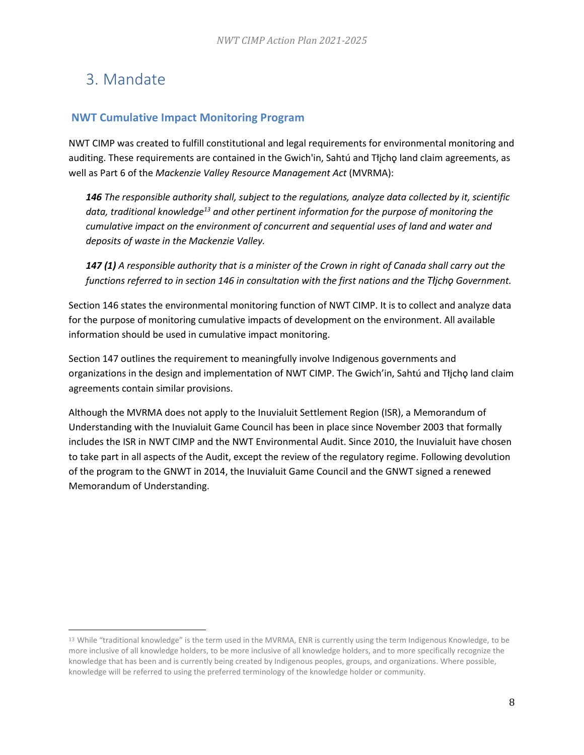# 3. Mandate

## NWT Cumulative Impact Monitoring Program

NWT CIMP was created to fulfill constitutional and legal requirements for environmental monitoring and auditing. These requirements are contained in the Gwich'in, Sahtú and Tłı̨chǫ land claim agreements, as well as Part 6 of the *Mackenzie Valley Resource Management Act* (MVRMA):

> ***146*** *The responsible authority shall, subject to the regulations, analyze data collected by it, scientific data, traditional knowledge*[13] *and other pertinent information for the purpose of monitoring the cumulative impact on the environment of concurrent and sequential uses of land and water and deposits of waste in the Mackenzie Valley.*
>
> ***147 (1)*** *A responsible authority that is a minister of the Crown in right of Canada shall carry out the functions referred to in section 146 in consultation with the first nations and the Tłı̨chǫ Government.*

Section 146 states the environmental monitoring function of NWT CIMP. It is to collect and analyze data for the purpose of monitoring cumulative impacts of development on the environment. All available information should be used in cumulative impact monitoring.

Section 147 outlines the requirement to meaningfully involve Indigenous governments and organizations in the design and implementation of NWT CIMP. The Gwich'in, Sahtú and Tłı̨chǫ land claim agreements contain similar provisions.

Although the MVRMA does not apply to the Inuvialuit Settlement Region (ISR), a Memorandum of Understanding with the Inuvialuit Game Council has been in place since November 2003 that formally includes the ISR in NWT CIMP and the NWT Environmental Audit. Since 2010, the Inuvialuit have chosen to take part in all aspects of the Audit, except the review of the regulatory regime. Following devolution of the program to the GNWT in 2014, the Inuvialuit Game Council and the GNWT signed a renewed Memorandum of Understanding.

---

[13] While "traditional knowledge" is the term used in the MVRMA, ENR is currently using the term Indigenous Knowledge, to be more inclusive of all knowledge holders, to be more inclusive of all knowledge holders, and to more specifically recognize the knowledge that has been and is currently being created by Indigenous peoples, groups, and organizations. Where possible, knowledge will be referred to using the preferred terminology of the knowledge holder or community.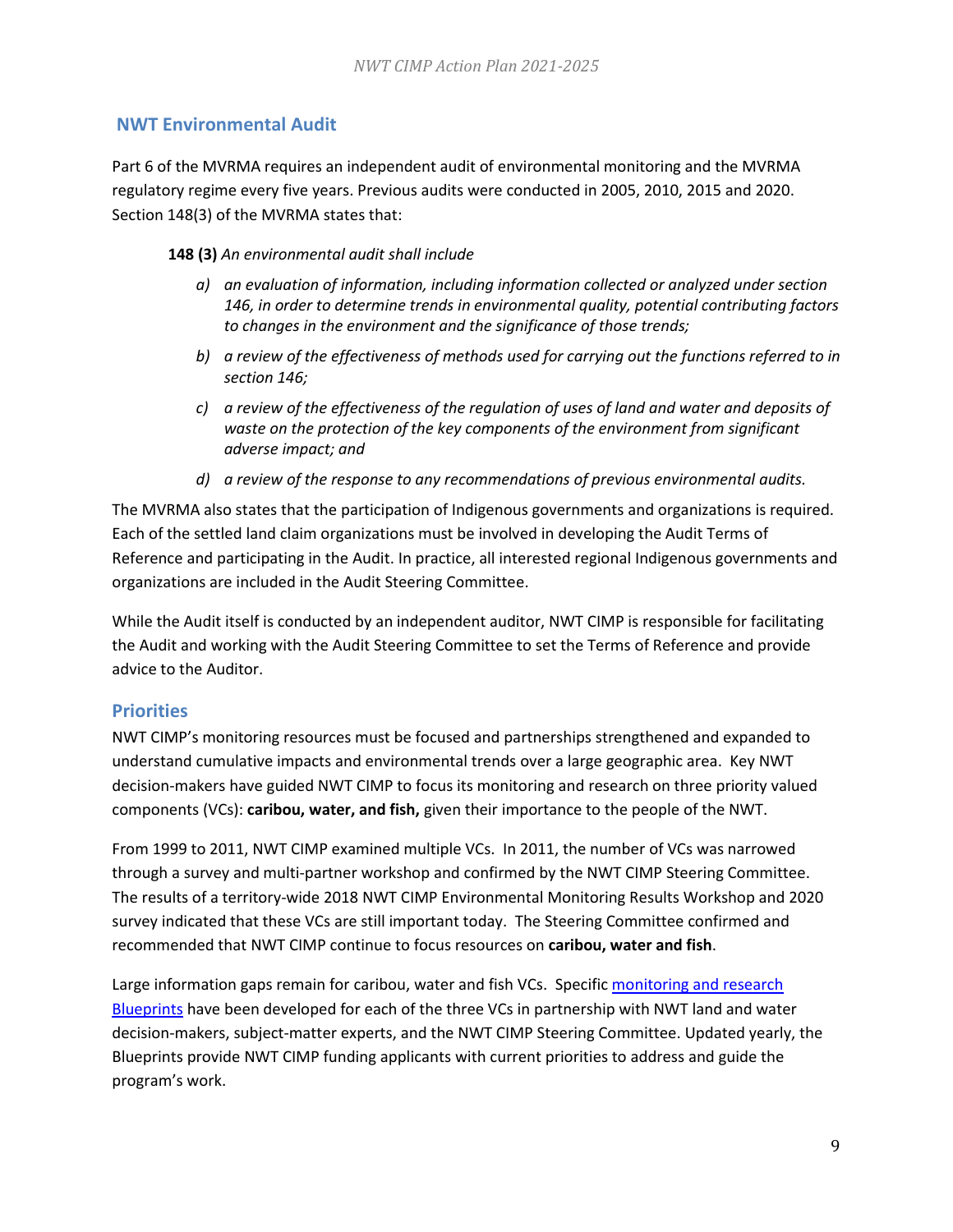## NWT Environmental Audit

Part 6 of the MVRMA requires an independent audit of environmental monitoring and the MVRMA regulatory regime every five years. Previous audits were conducted in 2005, 2010, 2015 and 2020. Section 148(3) of the MVRMA states that:

**148 (3)** *An environmental audit shall include*

- a) *an evaluation of information, including information collected or analyzed under section 146, in order to determine trends in environmental quality, potential contributing factors to changes in the environment and the significance of those trends;*
- b) *a review of the effectiveness of methods used for carrying out the functions referred to in section 146;*
- c) *a review of the effectiveness of the regulation of uses of land and water and deposits of waste on the protection of the key components of the environment from significant adverse impact; and*
- d) *a review of the response to any recommendations of previous environmental audits.*

The MVRMA also states that the participation of Indigenous governments and organizations is required. Each of the settled land claim organizations must be involved in developing the Audit Terms of Reference and participating in the Audit. In practice, all interested regional Indigenous governments and organizations are included in the Audit Steering Committee.

While the Audit itself is conducted by an independent auditor, NWT CIMP is responsible for facilitating the Audit and working with the Audit Steering Committee to set the Terms of Reference and provide advice to the Auditor.

## Priorities

NWT CIMP's monitoring resources must be focused and partnerships strengthened and expanded to understand cumulative impacts and environmental trends over a large geographic area. Key NWT decision-makers have guided NWT CIMP to focus its monitoring and research on three priority valued components (VCs): **caribou, water, and fish,** given their importance to the people of the NWT.

From 1999 to 2011, NWT CIMP examined multiple VCs. In 2011, the number of VCs was narrowed through a survey and multi-partner workshop and confirmed by the NWT CIMP Steering Committee. The results of a territory-wide 2018 NWT CIMP Environmental Monitoring Results Workshop and 2020 survey indicated that these VCs are still important today. The Steering Committee confirmed and recommended that NWT CIMP continue to focus resources on **caribou, water and fish**.

Large information gaps remain for caribou, water and fish VCs. Specific monitoring and research Blueprints have been developed for each of the three VCs in partnership with NWT land and water decision-makers, subject-matter experts, and the NWT CIMP Steering Committee. Updated yearly, the Blueprints provide NWT CIMP funding applicants with current priorities to address and guide the program's work.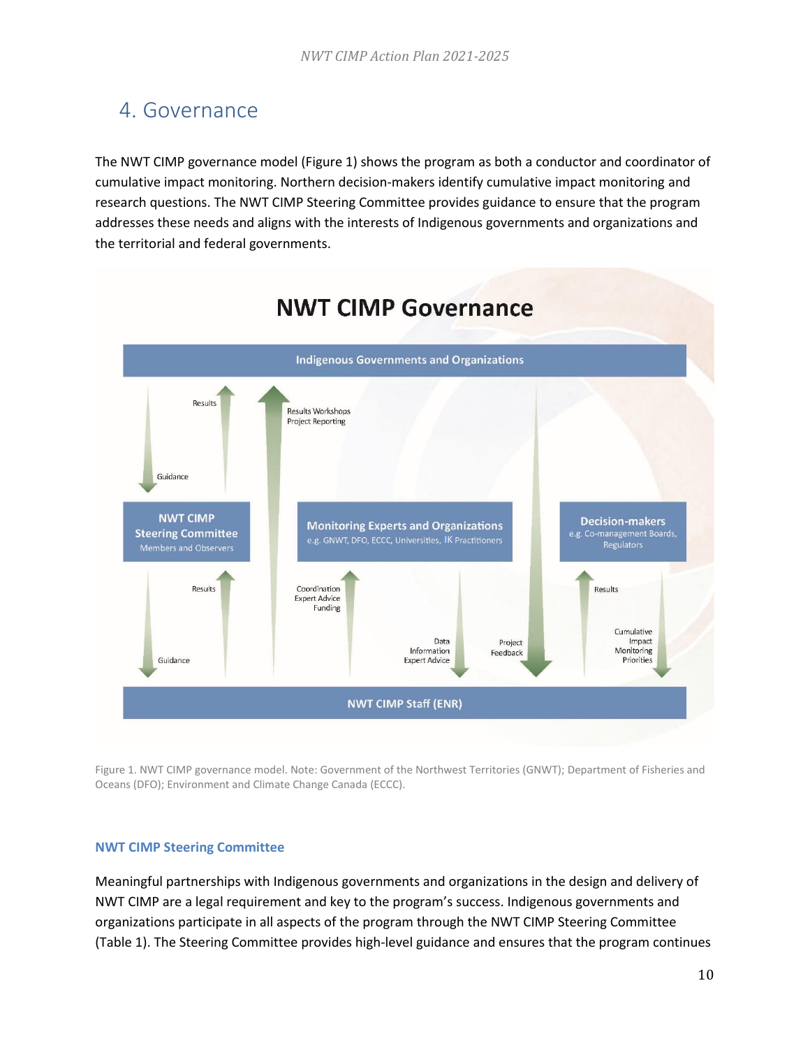# 4. Governance

The NWT CIMP governance model (Figure 1) shows the program as both a conductor and coordinator of cumulative impact monitoring. Northern decision-makers identify cumulative impact monitoring and research questions. The NWT CIMP Steering Committee provides guidance to ensure that the program addresses these needs and aligns with the interests of Indigenous governments and organizations and the territorial and federal governments.

**NWT CIMP Governance**

Indigenous Governments and Organizations

Results | Guidance | Results Workshops, Project Reporting

NWT CIMP Steering Committee — Members and Observers

Monitoring Experts and Organizations — e.g. GNWT, DFO, ECCC, Universities, IK Practitioners

Decision-makers — e.g. Co-management Boards, Regulators

Results | Guidance | Coordination, Expert Advice, Funding | Data, Information, Expert Advice | Project Feedback | Results | Cumulative Impact Monitoring Priorities

NWT CIMP Staff (ENR)

Figure 1. NWT CIMP governance model. Note: Government of the Northwest Territories (GNWT); Department of Fisheries and Oceans (DFO); Environment and Climate Change Canada (ECCC).

### NWT CIMP Steering Committee

Meaningful partnerships with Indigenous governments and organizations in the design and delivery of NWT CIMP are a legal requirement and key to the program's success. Indigenous governments and organizations participate in all aspects of the program through the NWT CIMP Steering Committee (Table 1). The Steering Committee provides high-level guidance and ensures that the program continues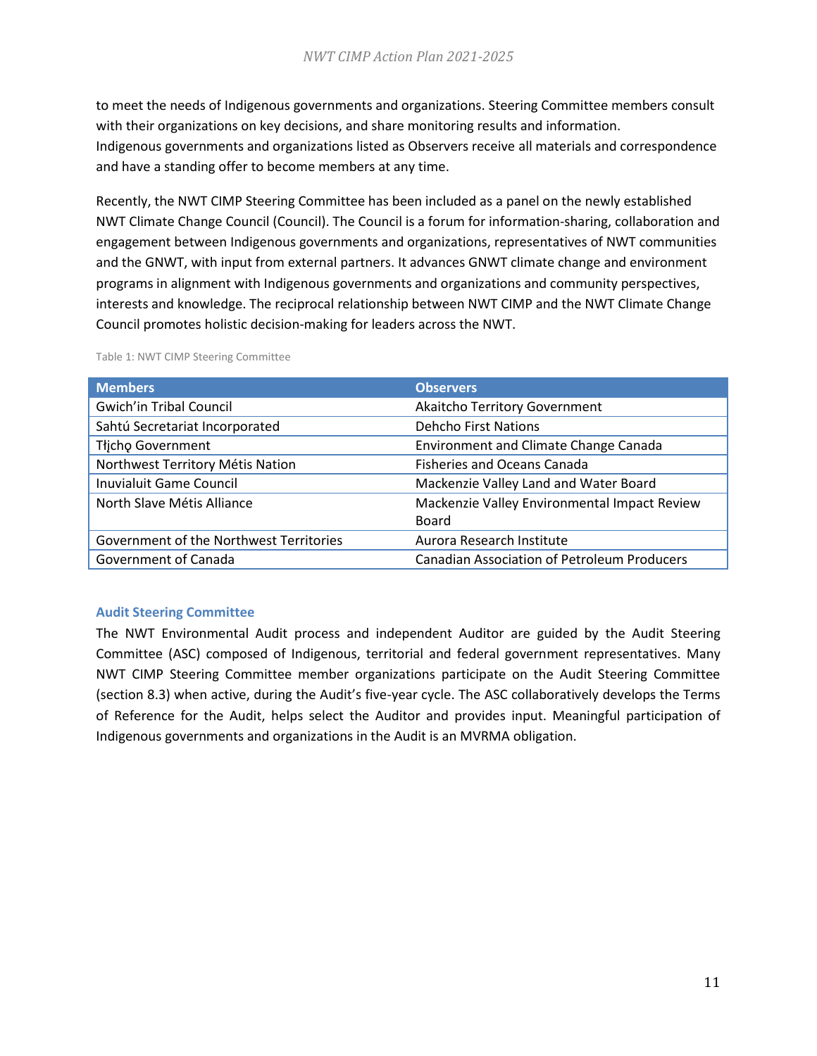to meet the needs of Indigenous governments and organizations. Steering Committee members consult with their organizations on key decisions, and share monitoring results and information. Indigenous governments and organizations listed as Observers receive all materials and correspondence and have a standing offer to become members at any time.

Recently, the NWT CIMP Steering Committee has been included as a panel on the newly established NWT Climate Change Council (Council). The Council is a forum for information-sharing, collaboration and engagement between Indigenous governments and organizations, representatives of NWT communities and the GNWT, with input from external partners. It advances GNWT climate change and environment programs in alignment with Indigenous governments and organizations and community perspectives, interests and knowledge. The reciprocal relationship between NWT CIMP and the NWT Climate Change Council promotes holistic decision-making for leaders across the NWT.

Table 1: NWT CIMP Steering Committee

| Members | Observers |
|---|---|
| Gwich'in Tribal Council | Akaitcho Territory Government |
| Sahtú Secretariat Incorporated | Dehcho First Nations |
| Tłįchǫ Government | Environment and Climate Change Canada |
| Northwest Territory Métis Nation | Fisheries and Oceans Canada |
| Inuvialuit Game Council | Mackenzie Valley Land and Water Board |
| North Slave Métis Alliance | Mackenzie Valley Environmental Impact Review Board |
| Government of the Northwest Territories | Aurora Research Institute |
| Government of Canada | Canadian Association of Petroleum Producers |

### Audit Steering Committee

The NWT Environmental Audit process and independent Auditor are guided by the Audit Steering Committee (ASC) composed of Indigenous, territorial and federal government representatives. Many NWT CIMP Steering Committee member organizations participate on the Audit Steering Committee (section 8.3) when active, during the Audit's five-year cycle. The ASC collaboratively develops the Terms of Reference for the Audit, helps select the Auditor and provides input. Meaningful participation of Indigenous governments and organizations in the Audit is an MVRMA obligation.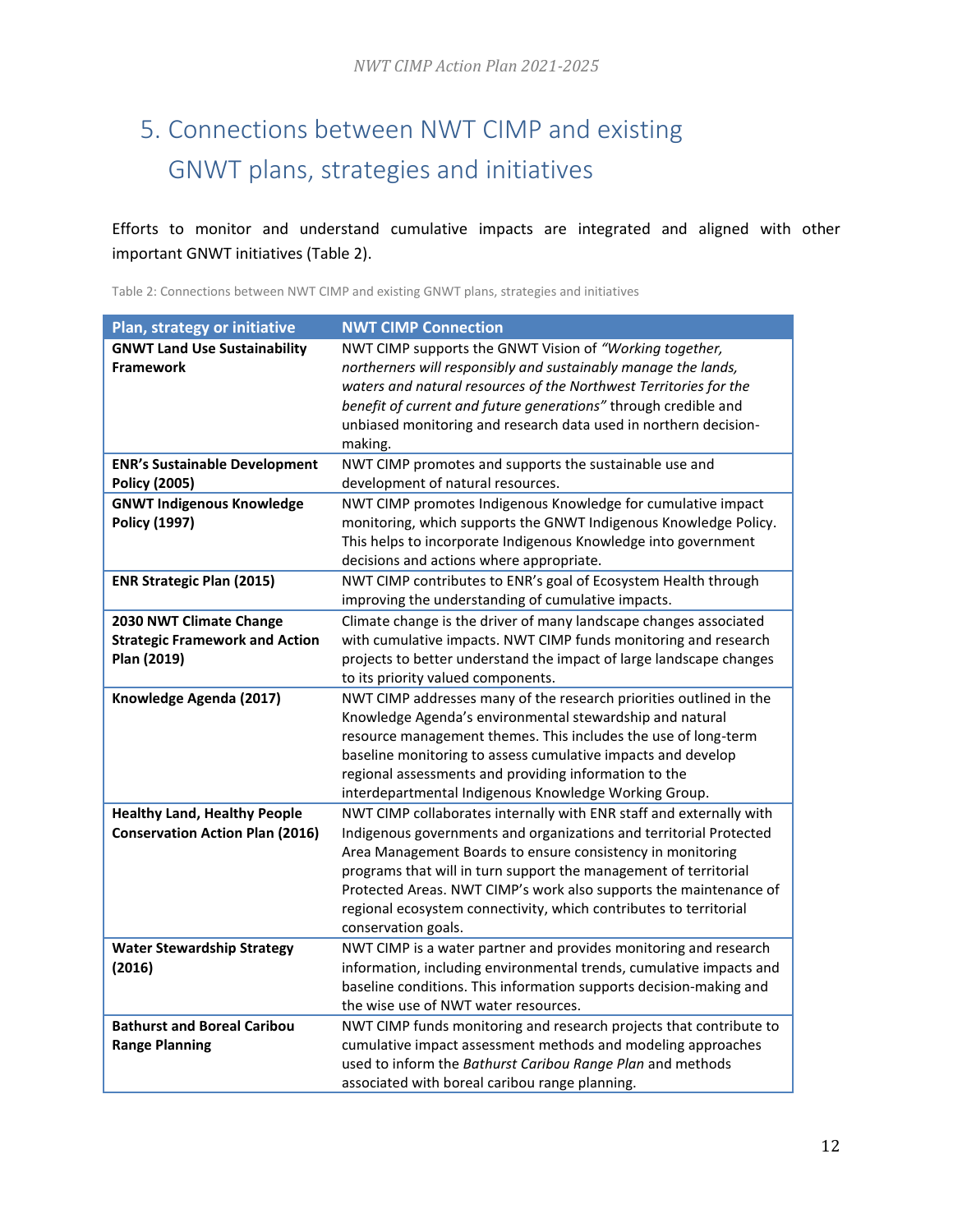# 5. Connections between NWT CIMP and existing GNWT plans, strategies and initiatives

Efforts to monitor and understand cumulative impacts are integrated and aligned with other important GNWT initiatives (Table 2).

Table 2: Connections between NWT CIMP and existing GNWT plans, strategies and initiatives

| Plan, strategy or initiative | NWT CIMP Connection |
| --- | --- |
| **GNWT Land Use Sustainability Framework** | NWT CIMP supports the GNWT Vision of *"Working together, northerners will responsibly and sustainably manage the lands, waters and natural resources of the Northwest Territories for the benefit of current and future generations"* through credible and unbiased monitoring and research data used in northern decision-making. |
| **ENR's Sustainable Development Policy (2005)** | NWT CIMP promotes and supports the sustainable use and development of natural resources. |
| **GNWT Indigenous Knowledge Policy (1997)** | NWT CIMP promotes Indigenous Knowledge for cumulative impact monitoring, which supports the GNWT Indigenous Knowledge Policy. This helps to incorporate Indigenous Knowledge into government decisions and actions where appropriate. |
| **ENR Strategic Plan (2015)** | NWT CIMP contributes to ENR's goal of Ecosystem Health through improving the understanding of cumulative impacts. |
| **2030 NWT Climate Change Strategic Framework and Action Plan (2019)** | Climate change is the driver of many landscape changes associated with cumulative impacts. NWT CIMP funds monitoring and research projects to better understand the impact of large landscape changes to its priority valued components. |
| **Knowledge Agenda (2017)** | NWT CIMP addresses many of the research priorities outlined in the Knowledge Agenda's environmental stewardship and natural resource management themes. This includes the use of long-term baseline monitoring to assess cumulative impacts and develop regional assessments and providing information to the interdepartmental Indigenous Knowledge Working Group. |
| **Healthy Land, Healthy People Conservation Action Plan (2016)** | NWT CIMP collaborates internally with ENR staff and externally with Indigenous governments and organizations and territorial Protected Area Management Boards to ensure consistency in monitoring programs that will in turn support the management of territorial Protected Areas. NWT CIMP's work also supports the maintenance of regional ecosystem connectivity, which contributes to territorial conservation goals. |
| **Water Stewardship Strategy (2016)** | NWT CIMP is a water partner and provides monitoring and research information, including environmental trends, cumulative impacts and baseline conditions. This information supports decision-making and the wise use of NWT water resources. |
| **Bathurst and Boreal Caribou Range Planning** | NWT CIMP funds monitoring and research projects that contribute to cumulative impact assessment methods and modeling approaches used to inform the *Bathurst Caribou Range Plan* and methods associated with boreal caribou range planning. |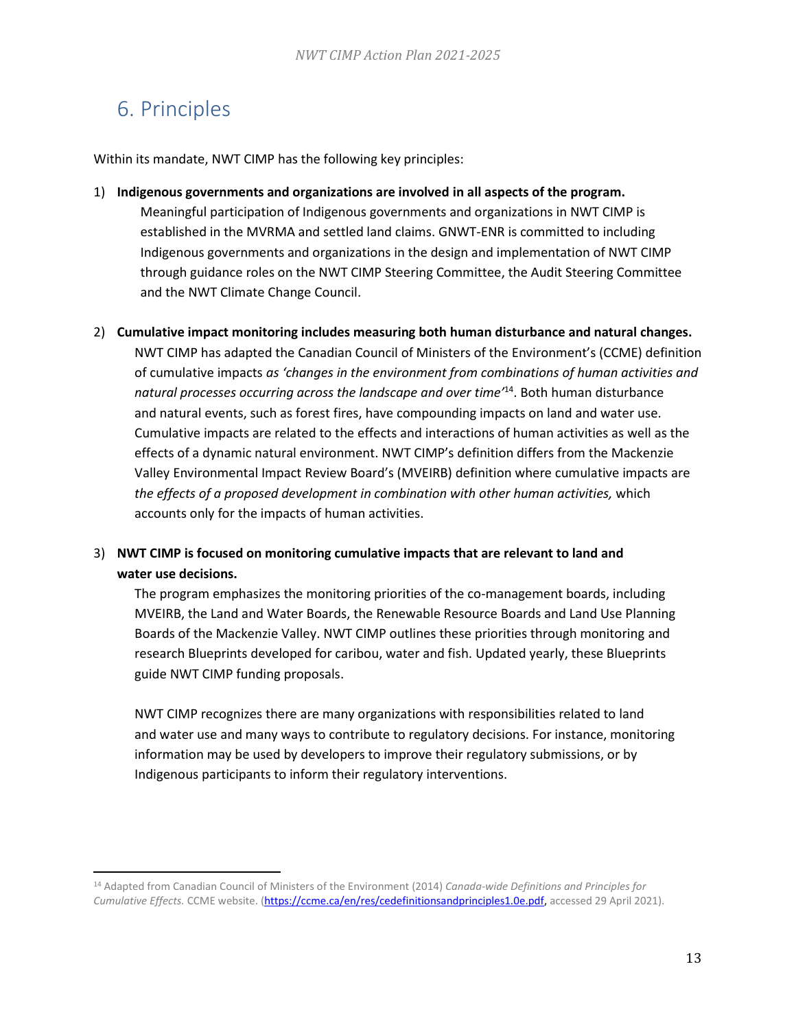# 6. Principles

Within its mandate, NWT CIMP has the following key principles:

1) **Indigenous governments and organizations are involved in all aspects of the program.**
   Meaningful participation of Indigenous governments and organizations in NWT CIMP is established in the MVRMA and settled land claims. GNWT-ENR is committed to including Indigenous governments and organizations in the design and implementation of NWT CIMP through guidance roles on the NWT CIMP Steering Committee, the Audit Steering Committee and the NWT Climate Change Council.

2) **Cumulative impact monitoring includes measuring both human disturbance and natural changes.**
   NWT CIMP has adapted the Canadian Council of Ministers of the Environment's (CCME) definition of cumulative impacts *as 'changes in the environment from combinations of human activities and natural processes occurring across the landscape and over time'*[14]. Both human disturbance and natural events, such as forest fires, have compounding impacts on land and water use. Cumulative impacts are related to the effects and interactions of human activities as well as the effects of a dynamic natural environment. NWT CIMP's definition differs from the Mackenzie Valley Environmental Impact Review Board's (MVEIRB) definition where cumulative impacts are *the effects of a proposed development in combination with other human activities,* which accounts only for the impacts of human activities.

3) **NWT CIMP is focused on monitoring cumulative impacts that are relevant to land and water use decisions.**
   The program emphasizes the monitoring priorities of the co-management boards, including MVEIRB, the Land and Water Boards, the Renewable Resource Boards and Land Use Planning Boards of the Mackenzie Valley. NWT CIMP outlines these priorities through monitoring and research Blueprints developed for caribou, water and fish. Updated yearly, these Blueprints guide NWT CIMP funding proposals.

   NWT CIMP recognizes there are many organizations with responsibilities related to land and water use and many ways to contribute to regulatory decisions. For instance, monitoring information may be used by developers to improve their regulatory submissions, or by Indigenous participants to inform their regulatory interventions.

---

[14] Adapted from Canadian Council of Ministers of the Environment (2014) *Canada-wide Definitions and Principles for Cumulative Effects.* CCME website. (https://ccme.ca/en/res/cedefinitionsandprinciples1.0e.pdf, accessed 29 April 2021).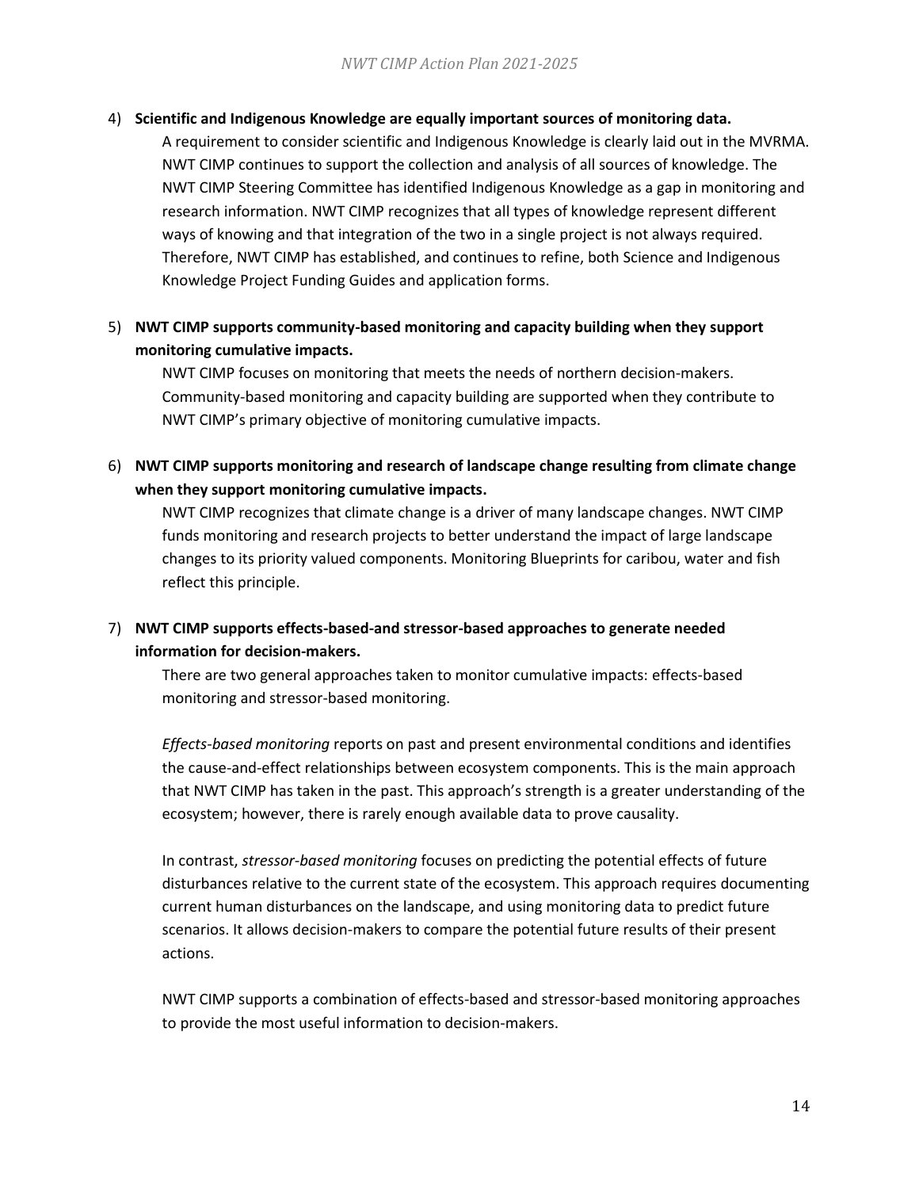4) **Scientific and Indigenous Knowledge are equally important sources of monitoring data.**

   A requirement to consider scientific and Indigenous Knowledge is clearly laid out in the MVRMA. NWT CIMP continues to support the collection and analysis of all sources of knowledge. The NWT CIMP Steering Committee has identified Indigenous Knowledge as a gap in monitoring and research information. NWT CIMP recognizes that all types of knowledge represent different ways of knowing and that integration of the two in a single project is not always required. Therefore, NWT CIMP has established, and continues to refine, both Science and Indigenous Knowledge Project Funding Guides and application forms.

5) **NWT CIMP supports community-based monitoring and capacity building when they support monitoring cumulative impacts.**

   NWT CIMP focuses on monitoring that meets the needs of northern decision-makers. Community-based monitoring and capacity building are supported when they contribute to NWT CIMP's primary objective of monitoring cumulative impacts.

6) **NWT CIMP supports monitoring and research of landscape change resulting from climate change when they support monitoring cumulative impacts.**

   NWT CIMP recognizes that climate change is a driver of many landscape changes. NWT CIMP funds monitoring and research projects to better understand the impact of large landscape changes to its priority valued components. Monitoring Blueprints for caribou, water and fish reflect this principle.

7) **NWT CIMP supports effects-based-and stressor-based approaches to generate needed information for decision-makers.**

   There are two general approaches taken to monitor cumulative impacts: effects-based monitoring and stressor-based monitoring.

   *Effects-based monitoring* reports on past and present environmental conditions and identifies the cause-and-effect relationships between ecosystem components. This is the main approach that NWT CIMP has taken in the past. This approach's strength is a greater understanding of the ecosystem; however, there is rarely enough available data to prove causality.

   In contrast, *stressor-based monitoring* focuses on predicting the potential effects of future disturbances relative to the current state of the ecosystem. This approach requires documenting current human disturbances on the landscape, and using monitoring data to predict future scenarios. It allows decision-makers to compare the potential future results of their present actions.

   NWT CIMP supports a combination of effects-based and stressor-based monitoring approaches to provide the most useful information to decision-makers.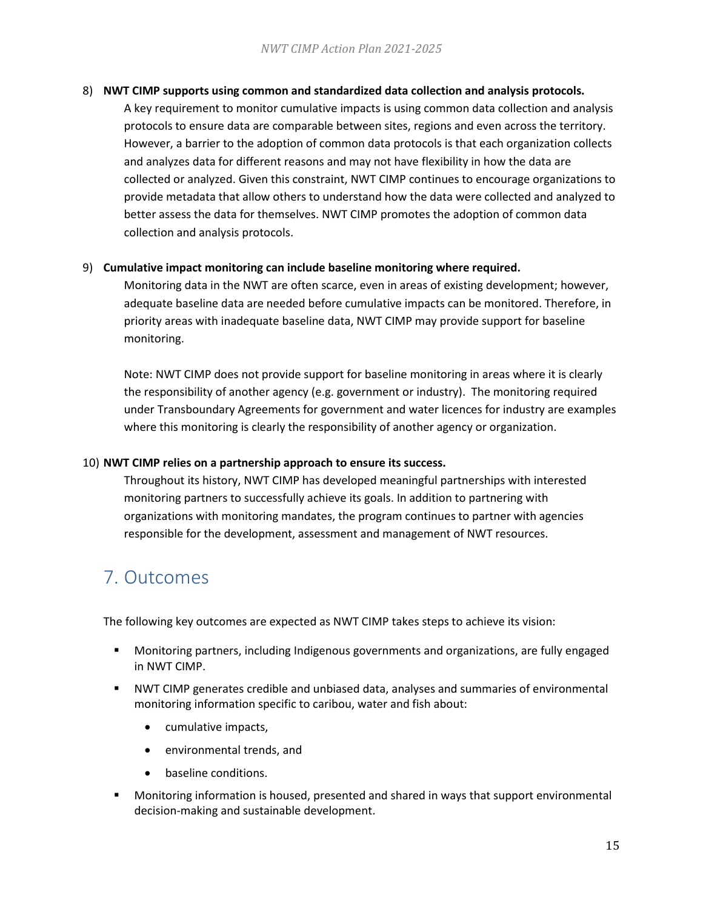8) **NWT CIMP supports using common and standardized data collection and analysis protocols.**
   A key requirement to monitor cumulative impacts is using common data collection and analysis protocols to ensure data are comparable between sites, regions and even across the territory. However, a barrier to the adoption of common data protocols is that each organization collects and analyzes data for different reasons and may not have flexibility in how the data are collected or analyzed. Given this constraint, NWT CIMP continues to encourage organizations to provide metadata that allow others to understand how the data were collected and analyzed to better assess the data for themselves. NWT CIMP promotes the adoption of common data collection and analysis protocols.

9) **Cumulative impact monitoring can include baseline monitoring where required.**
   Monitoring data in the NWT are often scarce, even in areas of existing development; however, adequate baseline data are needed before cumulative impacts can be monitored. Therefore, in priority areas with inadequate baseline data, NWT CIMP may provide support for baseline monitoring.

   Note: NWT CIMP does not provide support for baseline monitoring in areas where it is clearly the responsibility of another agency (e.g. government or industry). The monitoring required under Transboundary Agreements for government and water licences for industry are examples where this monitoring is clearly the responsibility of another agency or organization.

10) **NWT CIMP relies on a partnership approach to ensure its success.**
    Throughout its history, NWT CIMP has developed meaningful partnerships with interested monitoring partners to successfully achieve its goals. In addition to partnering with organizations with monitoring mandates, the program continues to partner with agencies responsible for the development, assessment and management of NWT resources.

# 7. Outcomes

The following key outcomes are expected as NWT CIMP takes steps to achieve its vision:

- Monitoring partners, including Indigenous governments and organizations, are fully engaged in NWT CIMP.
- NWT CIMP generates credible and unbiased data, analyses and summaries of environmental monitoring information specific to caribou, water and fish about:
  - cumulative impacts,
  - environmental trends, and
  - baseline conditions.
- Monitoring information is housed, presented and shared in ways that support environmental decision-making and sustainable development.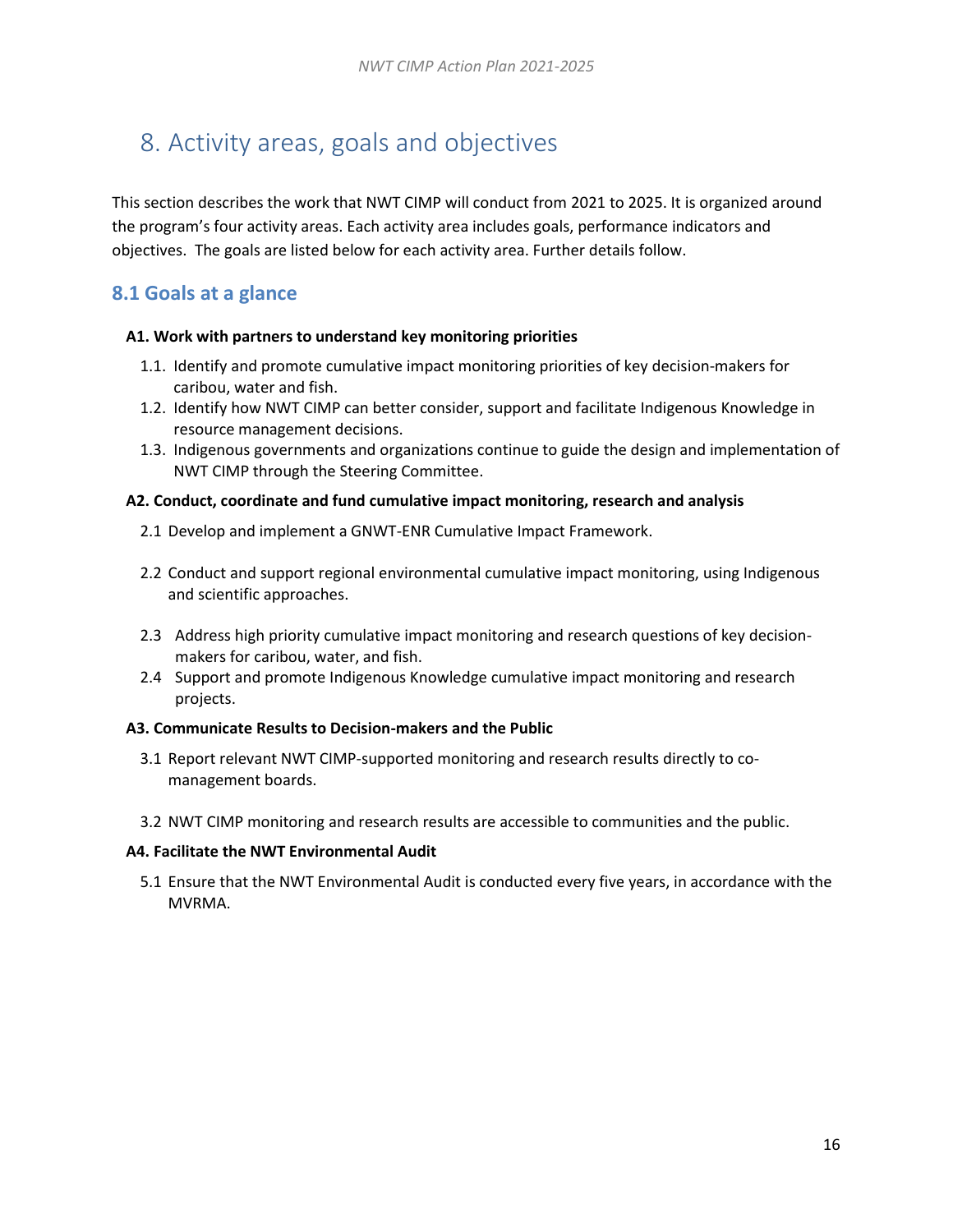# 8. Activity areas, goals and objectives

This section describes the work that NWT CIMP will conduct from 2021 to 2025. It is organized around the program's four activity areas. Each activity area includes goals, performance indicators and objectives. The goals are listed below for each activity area. Further details follow.

## 8.1 Goals at a glance

**A1. Work with partners to understand key monitoring priorities**

1.1. Identify and promote cumulative impact monitoring priorities of key decision-makers for caribou, water and fish.
1.2. Identify how NWT CIMP can better consider, support and facilitate Indigenous Knowledge in resource management decisions.
1.3. Indigenous governments and organizations continue to guide the design and implementation of NWT CIMP through the Steering Committee.

**A2. Conduct, coordinate and fund cumulative impact monitoring, research and analysis**

2.1 Develop and implement a GNWT-ENR Cumulative Impact Framework.

2.2 Conduct and support regional environmental cumulative impact monitoring, using Indigenous and scientific approaches.

2.3 Address high priority cumulative impact monitoring and research questions of key decision-makers for caribou, water, and fish.
2.4 Support and promote Indigenous Knowledge cumulative impact monitoring and research projects.

**A3. Communicate Results to Decision-makers and the Public**

3.1 Report relevant NWT CIMP-supported monitoring and research results directly to co-management boards.

3.2 NWT CIMP monitoring and research results are accessible to communities and the public.

**A4. Facilitate the NWT Environmental Audit**

5.1 Ensure that the NWT Environmental Audit is conducted every five years, in accordance with the MVRMA.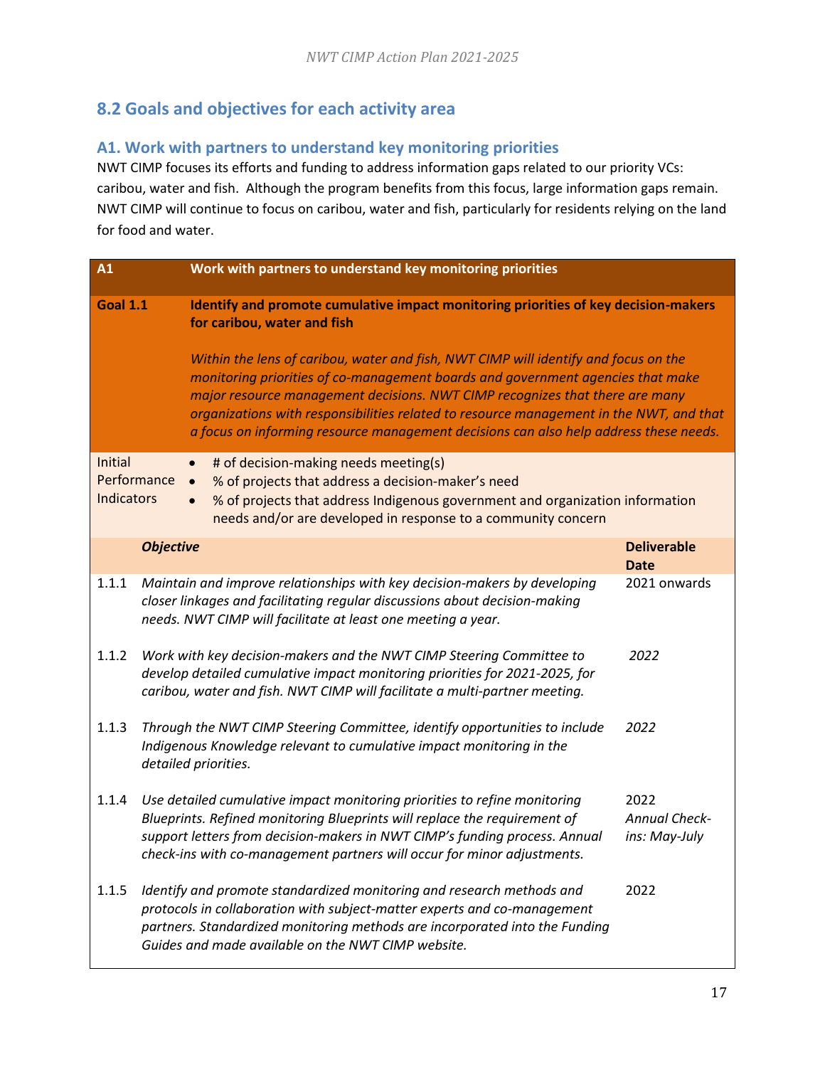## 8.2 Goals and objectives for each activity area

### A1. Work with partners to understand key monitoring priorities

NWT CIMP focuses its efforts and funding to address information gaps related to our priority VCs: caribou, water and fish. Although the program benefits from this focus, large information gaps remain. NWT CIMP will continue to focus on caribou, water and fish, particularly for residents relying on the land for food and water.

| **A1** | **Work with partners to understand key monitoring priorities** | |
|---|---|---|
| **Goal 1.1** | **Identify and promote cumulative impact monitoring priorities of key decision-makers for caribou, water and fish**<br><br>*Within the lens of caribou, water and fish, NWT CIMP will identify and focus on the monitoring priorities of co-management boards and government agencies that make major resource management decisions. NWT CIMP recognizes that there are many organizations with responsibilities related to resource management in the NWT, and that a focus on informing resource management decisions can also help address these needs.* | |
| Initial Performance Indicators | • # of decision-making needs meeting(s)<br>• % of projects that address a decision-maker's need<br>• % of projects that address Indigenous government and organization information needs and/or are developed in response to a community concern | |
| | ***Objective*** | **Deliverable Date** |
| 1.1.1 | *Maintain and improve relationships with key decision-makers by developing closer linkages and facilitating regular discussions about decision-making needs. NWT CIMP will facilitate at least one meeting a year.* | 2021 onwards |
| 1.1.2 | *Work with key decision-makers and the NWT CIMP Steering Committee to develop detailed cumulative impact monitoring priorities for 2021-2025, for caribou, water and fish. NWT CIMP will facilitate a multi-partner meeting.* | 2022 |
| 1.1.3 | *Through the NWT CIMP Steering Committee, identify opportunities to include Indigenous Knowledge relevant to cumulative impact monitoring in the detailed priorities.* | *2022* |
| 1.1.4 | *Use detailed cumulative impact monitoring priorities to refine monitoring Blueprints. Refined monitoring Blueprints will replace the requirement of support letters from decision-makers in NWT CIMP's funding process. Annual check-ins with co-management partners will occur for minor adjustments.* | 2022<br>*Annual Check-ins: May-July* |
| 1.1.5 | *Identify and promote standardized monitoring and research methods and protocols in collaboration with subject-matter experts and co-management partners. Standardized monitoring methods are incorporated into the Funding Guides and made available on the NWT CIMP website.* | 2022 |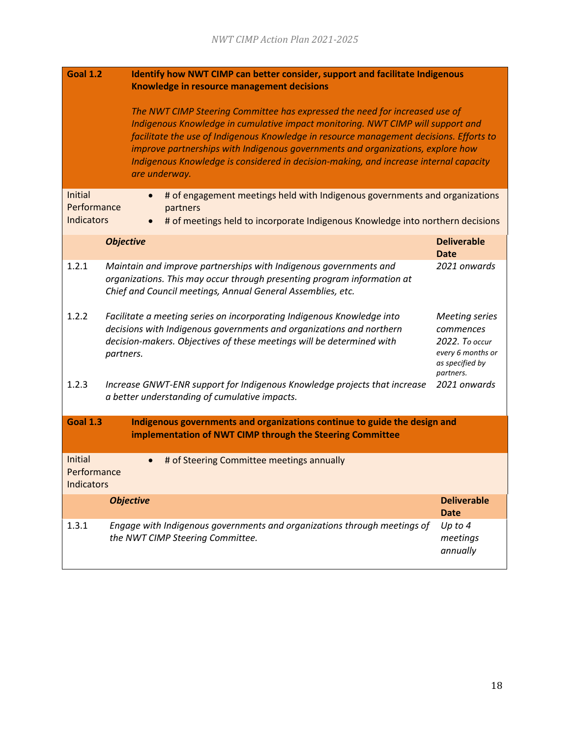| **Goal 1.2** | **Identify how NWT CIMP can better consider, support and facilitate Indigenous Knowledge in resource management decisions**<br><br>*The NWT CIMP Steering Committee has expressed the need for increased use of Indigenous Knowledge in cumulative impact monitoring. NWT CIMP will support and facilitate the use of Indigenous Knowledge in resource management decisions. Efforts to improve partnerships with Indigenous governments and organizations, explore how Indigenous Knowledge is considered in decision-making, and increase internal capacity are underway.* | |
|---|---|---|
| Initial Performance Indicators | • # of engagement meetings held with Indigenous governments and organizations partners<br>• # of meetings held to incorporate Indigenous Knowledge into northern decisions | |
| | ***Objective*** | **Deliverable Date** |
| 1.2.1 | *Maintain and improve partnerships with Indigenous governments and organizations. This may occur through presenting program information at Chief and Council meetings, Annual General Assemblies, etc.* | *2021 onwards* |
| 1.2.2 | *Facilitate a meeting series on incorporating Indigenous Knowledge into decisions with Indigenous governments and organizations and northern decision-makers. Objectives of these meetings will be determined with partners.* | *Meeting series commences 2022. To occur every 6 months or as specified by partners.* |
| 1.2.3 | *Increase GNWT-ENR support for Indigenous Knowledge projects that increase a better understanding of cumulative impacts.* | *2021 onwards* |

| **Goal 1.3** | **Indigenous governments and organizations continue to guide the design and implementation of NWT CIMP through the Steering Committee** | |
|---|---|---|
| Initial Performance Indicators | • # of Steering Committee meetings annually | |
| | ***Objective*** | **Deliverable Date** |
| 1.3.1 | *Engage with Indigenous governments and organizations through meetings of the NWT CIMP Steering Committee.* | *Up to 4 meetings annually* |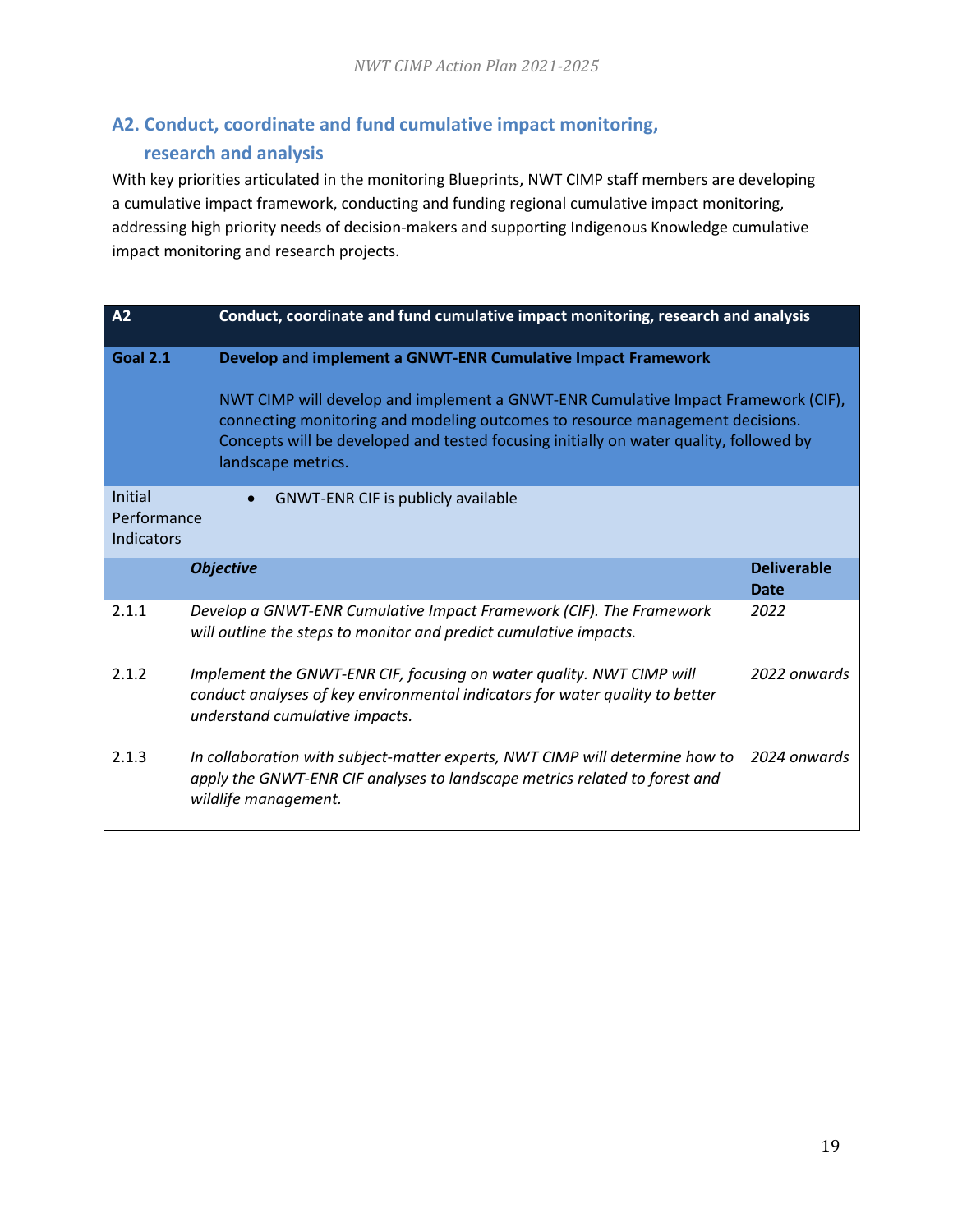## A2. Conduct, coordinate and fund cumulative impact monitoring, research and analysis

With key priorities articulated in the monitoring Blueprints, NWT CIMP staff members are developing a cumulative impact framework, conducting and funding regional cumulative impact monitoring, addressing high priority needs of decision-makers and supporting Indigenous Knowledge cumulative impact monitoring and research projects.

| **A2** | **Conduct, coordinate and fund cumulative impact monitoring, research and analysis** | |
|---|---|---|
| **Goal 2.1** | **Develop and implement a GNWT-ENR Cumulative Impact Framework**<br><br>NWT CIMP will develop and implement a GNWT-ENR Cumulative Impact Framework (CIF), connecting monitoring and modeling outcomes to resource management decisions. Concepts will be developed and tested focusing initially on water quality, followed by landscape metrics. | |
| Initial Performance Indicators | • GNWT-ENR CIF is publicly available | |
| | ***Objective*** | **Deliverable Date** |
| 2.1.1 | *Develop a GNWT-ENR Cumulative Impact Framework (CIF). The Framework will outline the steps to monitor and predict cumulative impacts.* | *2022* |
| 2.1.2 | *Implement the GNWT-ENR CIF, focusing on water quality. NWT CIMP will conduct analyses of key environmental indicators for water quality to better understand cumulative impacts.* | *2022 onwards* |
| 2.1.3 | *In collaboration with subject-matter experts, NWT CIMP will determine how to apply the GNWT-ENR CIF analyses to landscape metrics related to forest and wildlife management.* | *2024 onwards* |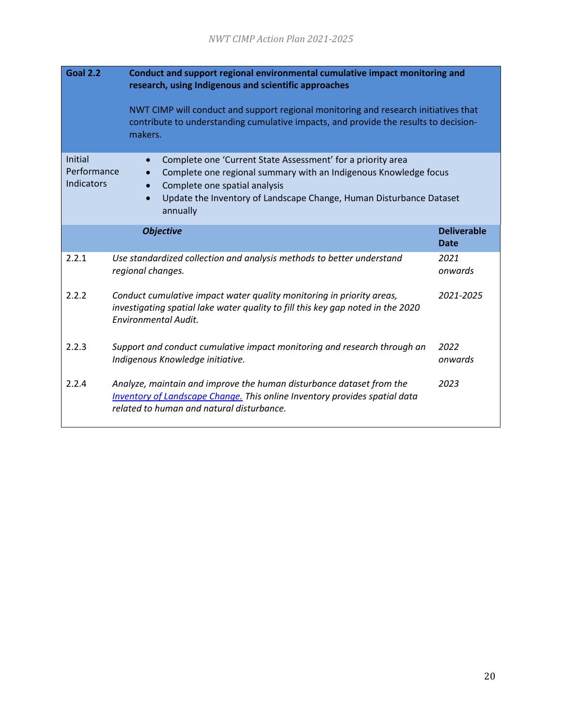| **Goal 2.2** | **Conduct and support regional environmental cumulative impact monitoring and research, using Indigenous and scientific approaches**<br><br>NWT CIMP will conduct and support regional monitoring and research initiatives that contribute to understanding cumulative impacts, and provide the results to decision-makers. | |
|---|---|---|
| Initial Performance Indicators | • Complete one 'Current State Assessment' for a priority area<br>• Complete one regional summary with an Indigenous Knowledge focus<br>• Complete one spatial analysis<br>• Update the Inventory of Landscape Change, Human Disturbance Dataset annually | |
| | ***Objective*** | **Deliverable Date** |
| 2.2.1 | *Use standardized collection and analysis methods to better understand regional changes.* | *2021 onwards* |
| 2.2.2 | *Conduct cumulative impact water quality monitoring in priority areas, investigating spatial lake water quality to fill this key gap noted in the 2020 Environmental Audit.* | *2021-2025* |
| 2.2.3 | *Support and conduct cumulative impact monitoring and research through an Indigenous Knowledge initiative.* | *2022 onwards* |
| 2.2.4 | *Analyze, maintain and improve the human disturbance dataset from the Inventory of Landscape Change. This online Inventory provides spatial data related to human and natural disturbance.* | *2023* |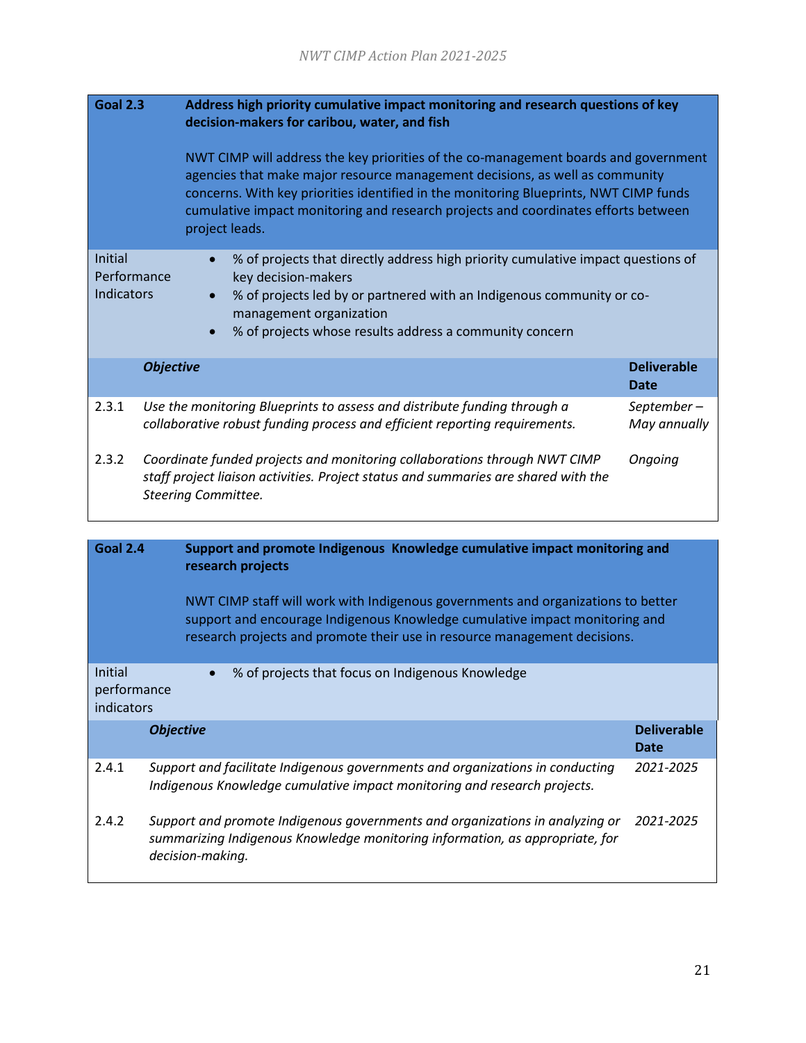| Goal 2.3 | **Address high priority cumulative impact monitoring and research questions of key decision-makers for caribou, water, and fish** | |
|---|---|---|
| | NWT CIMP will address the key priorities of the co-management boards and government agencies that make major resource management decisions, as well as community concerns. With key priorities identified in the monitoring Blueprints, NWT CIMP funds cumulative impact monitoring and research projects and coordinates efforts between project leads. | |
| Initial Performance Indicators | • % of projects that directly address high priority cumulative impact questions of key decision-makers<br>• % of projects led by or partnered with an Indigenous community or co-management organization<br>• % of projects whose results address a community concern | |
| | ***Objective*** | **Deliverable Date** |
| 2.3.1 | *Use the monitoring Blueprints to assess and distribute funding through a collaborative robust funding process and efficient reporting requirements.* | *September – May annually* |
| 2.3.2 | *Coordinate funded projects and monitoring collaborations through NWT CIMP staff project liaison activities. Project status and summaries are shared with the Steering Committee.* | *Ongoing* |

| Goal 2.4 | **Support and promote Indigenous Knowledge cumulative impact monitoring and research projects** | |
|---|---|---|
| | NWT CIMP staff will work with Indigenous governments and organizations to better support and encourage Indigenous Knowledge cumulative impact monitoring and research projects and promote their use in resource management decisions. | |
| Initial performance indicators | • % of projects that focus on Indigenous Knowledge | |
| | ***Objective*** | **Deliverable Date** |
| 2.4.1 | *Support and facilitate Indigenous governments and organizations in conducting Indigenous Knowledge cumulative impact monitoring and research projects.* | *2021-2025* |
| 2.4.2 | *Support and promote Indigenous governments and organizations in analyzing or summarizing Indigenous Knowledge monitoring information, as appropriate, for decision-making.* | *2021-2025* |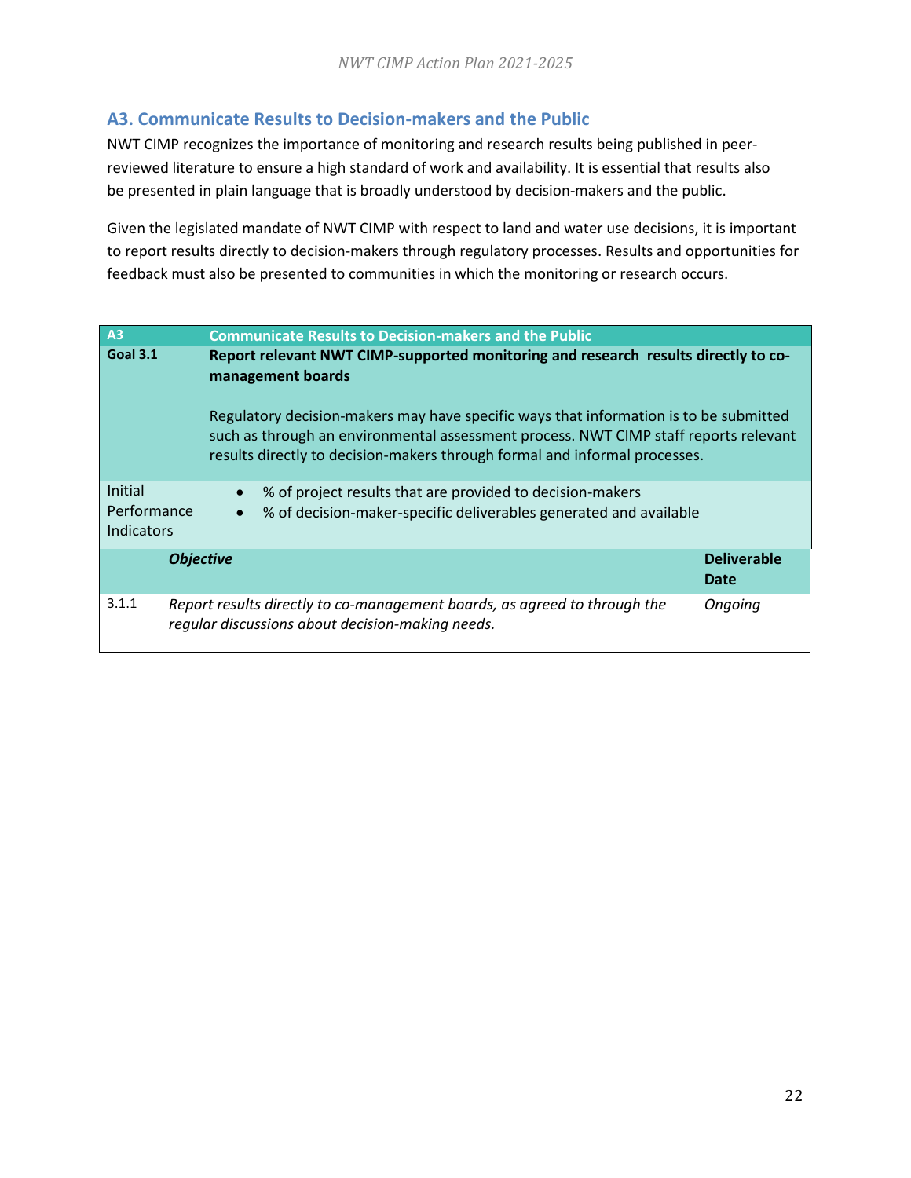## A3. Communicate Results to Decision-makers and the Public

NWT CIMP recognizes the importance of monitoring and research results being published in peer-reviewed literature to ensure a high standard of work and availability. It is essential that results also be presented in plain language that is broadly understood by decision-makers and the public.

Given the legislated mandate of NWT CIMP with respect to land and water use decisions, it is important to report results directly to decision-makers through regulatory processes. Results and opportunities for feedback must also be presented to communities in which the monitoring or research occurs.

| **A3** | **Communicate Results to Decision-makers and the Public** | |
|---|---|---|
| **Goal 3.1** | **Report relevant NWT CIMP-supported monitoring and research results directly to co-management boards**<br><br>Regulatory decision-makers may have specific ways that information is to be submitted such as through an environmental assessment process. NWT CIMP staff reports relevant results directly to decision-makers through formal and informal processes. | |
| Initial Performance Indicators | • % of project results that are provided to decision-makers<br>• % of decision-maker-specific deliverables generated and available | |
| | ***Objective*** | **Deliverable Date** |
| 3.1.1 | *Report results directly to co-management boards, as agreed to through the regular discussions about decision-making needs.* | *Ongoing* |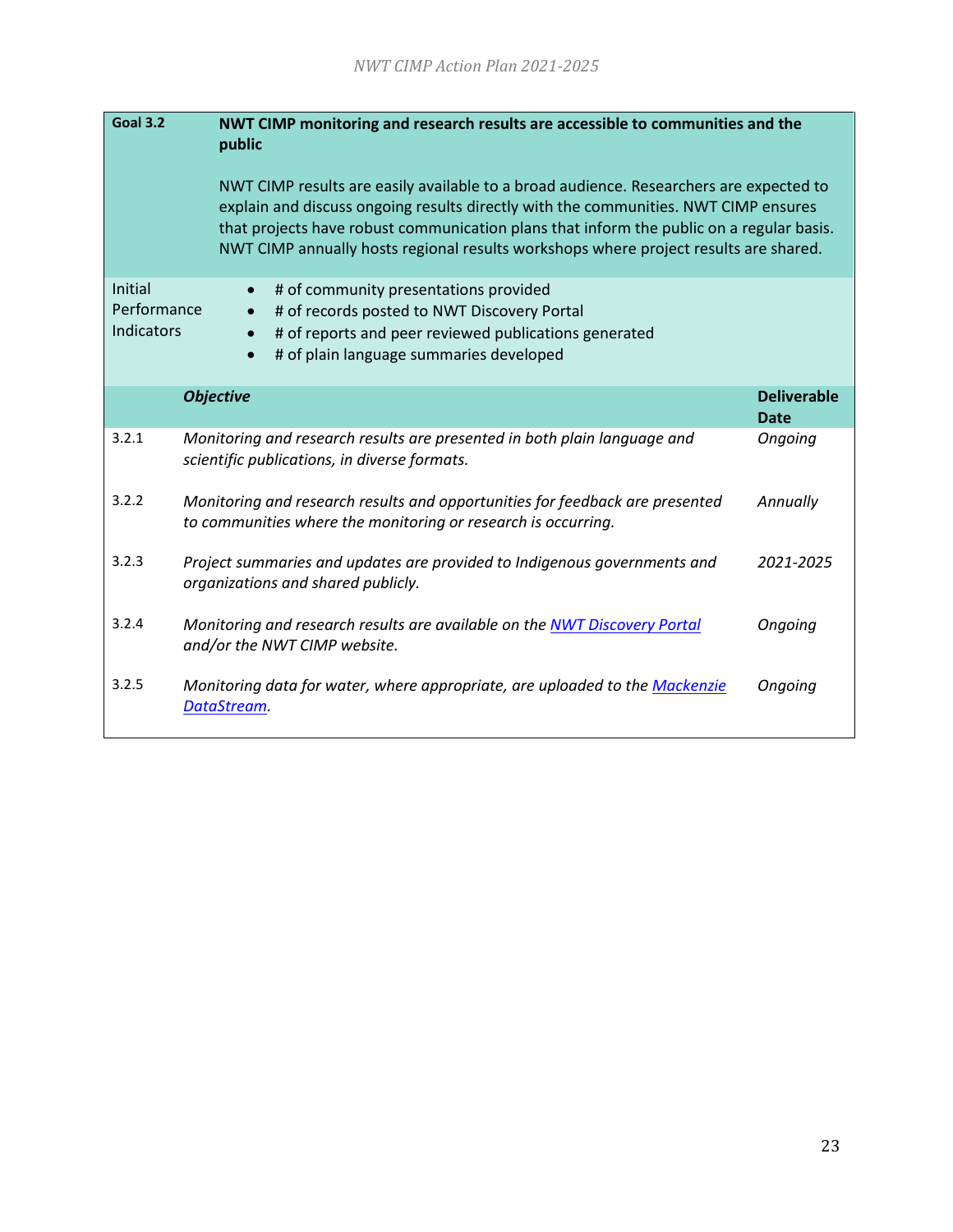| Goal 3.2 | **NWT CIMP monitoring and research results are accessible to communities and the public**<br><br>NWT CIMP results are easily available to a broad audience. Researchers are expected to explain and discuss ongoing results directly with the communities. NWT CIMP ensures that projects have robust communication plans that inform the public on a regular basis. NWT CIMP annually hosts regional results workshops where project results are shared. | |
|---|---|---|
| Initial Performance Indicators | • # of community presentations provided<br>• # of records posted to NWT Discovery Portal<br>• # of reports and peer reviewed publications generated<br>• # of plain language summaries developed | |
| | ***Objective*** | **Deliverable Date** |
| 3.2.1 | *Monitoring and research results are presented in both plain language and scientific publications, in diverse formats.* | *Ongoing* |
| 3.2.2 | *Monitoring and research results and opportunities for feedback are presented to communities where the monitoring or research is occurring.* | *Annually* |
| 3.2.3 | *Project summaries and updates are provided to Indigenous governments and organizations and shared publicly.* | *2021-2025* |
| 3.2.4 | *Monitoring and research results are available on the NWT Discovery Portal and/or the NWT CIMP website.* | *Ongoing* |
| 3.2.5 | *Monitoring data for water, where appropriate, are uploaded to the Mackenzie DataStream.* | *Ongoing* |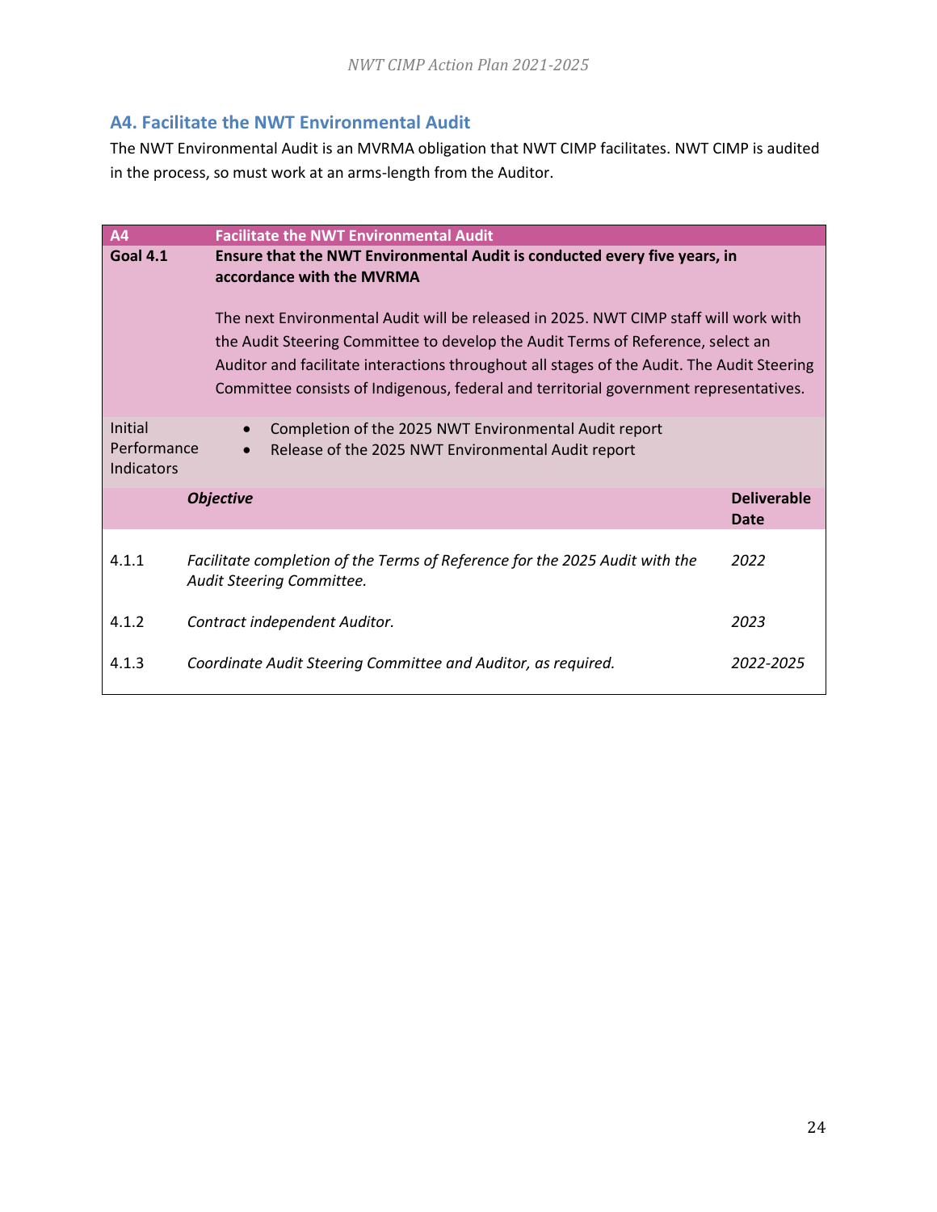## A4. Facilitate the NWT Environmental Audit

The NWT Environmental Audit is an MVRMA obligation that NWT CIMP facilitates. NWT CIMP is audited in the process, so must work at an arms-length from the Auditor.

| **A4** | **Facilitate the NWT Environmental Audit** | |
|---|---|---|
| **Goal 4.1** | **Ensure that the NWT Environmental Audit is conducted every five years, in accordance with the MVRMA**<br><br>The next Environmental Audit will be released in 2025. NWT CIMP staff will work with the Audit Steering Committee to develop the Audit Terms of Reference, select an Auditor and facilitate interactions throughout all stages of the Audit. The Audit Steering Committee consists of Indigenous, federal and territorial government representatives. | |
| Initial Performance Indicators | • Completion of the 2025 NWT Environmental Audit report<br>• Release of the 2025 NWT Environmental Audit report | |
| | ***Objective*** | **Deliverable Date** |
| 4.1.1 | *Facilitate completion of the Terms of Reference for the 2025 Audit with the Audit Steering Committee.* | *2022* |
| 4.1.2 | *Contract independent Auditor.* | *2023* |
| 4.1.3 | *Coordinate Audit Steering Committee and Auditor, as required.* | *2022-2025* |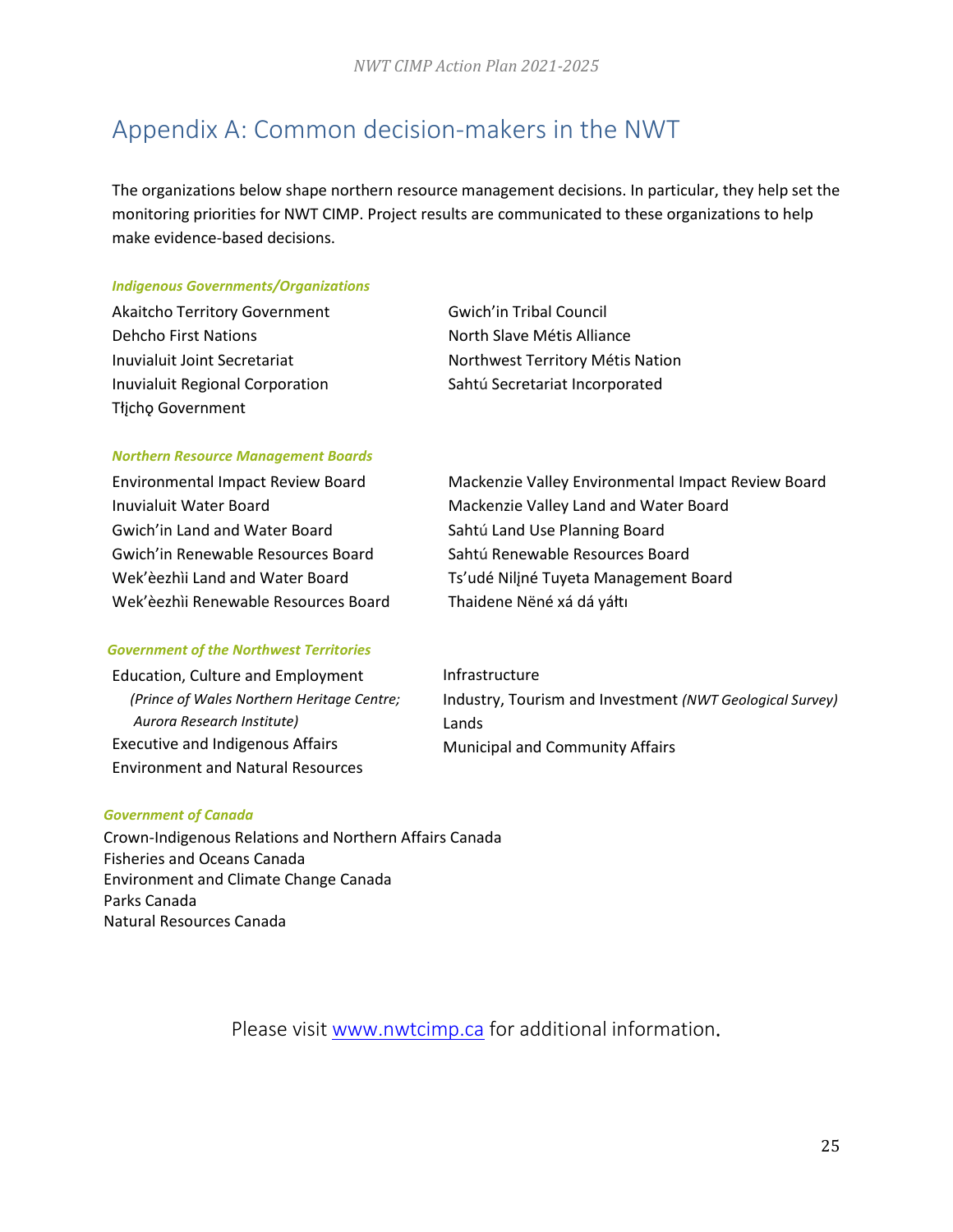# Appendix A: Common decision-makers in the NWT

The organizations below shape northern resource management decisions. In particular, they help set the monitoring priorities for NWT CIMP. Project results are communicated to these organizations to help make evidence-based decisions.

***Indigenous Governments/Organizations***

Akaitcho Territory Government
Dehcho First Nations
Inuvialuit Joint Secretariat
Inuvialuit Regional Corporation
Tłı̨chǫ Government
Gwich'in Tribal Council
North Slave Métis Alliance
Northwest Territory Métis Nation
Sahtú Secretariat Incorporated

***Northern Resource Management Boards***

Environmental Impact Review Board
Inuvialuit Water Board
Gwich'in Land and Water Board
Gwich'in Renewable Resources Board
Wek'èezhìi Land and Water Board
Wek'èezhìi Renewable Resources Board
Mackenzie Valley Environmental Impact Review Board
Mackenzie Valley Land and Water Board
Sahtú Land Use Planning Board
Sahtú Renewable Resources Board
Ts'udé Niljné Tuyeta Management Board
Thaidene Nëné xá dá yáłtı

***Government of the Northwest Territories***

Education, Culture and Employment
*(Prince of Wales Northern Heritage Centre; Aurora Research Institute)*
Executive and Indigenous Affairs
Environment and Natural Resources
Infrastructure
Industry, Tourism and Investment *(NWT Geological Survey)*
Lands
Municipal and Community Affairs

***Government of Canada***

Crown-Indigenous Relations and Northern Affairs Canada
Fisheries and Oceans Canada
Environment and Climate Change Canada
Parks Canada
Natural Resources Canada

Please visit www.nwtcimp.ca for additional information.